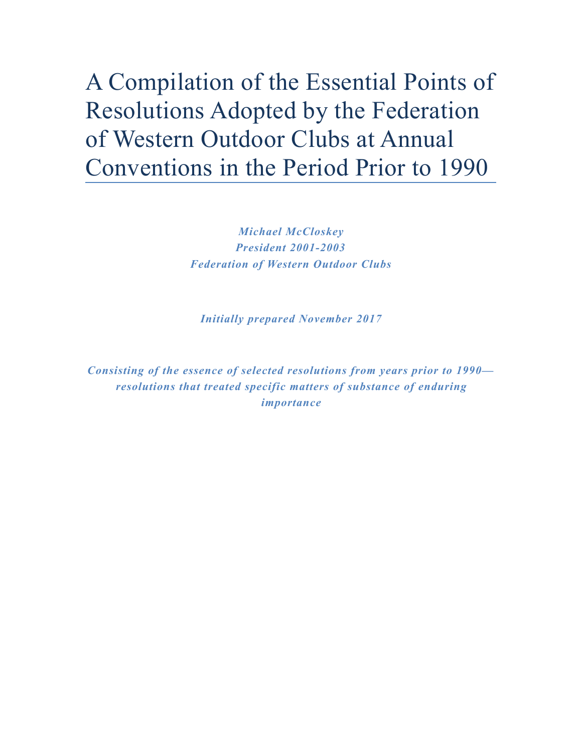# A Compilation of the Essential Points of Resolutions Adopted by the Federation of Western Outdoor Clubs at Annual Conventions in the Period Prior to 1990

***Michael McCloskey***
***President 2001-2003***
***Federation of Western Outdoor Clubs***

***Initially prepared November 2017***

***Consisting of the essence of selected resolutions from years prior to 1990—resolutions that treated specific matters of substance of enduring importance***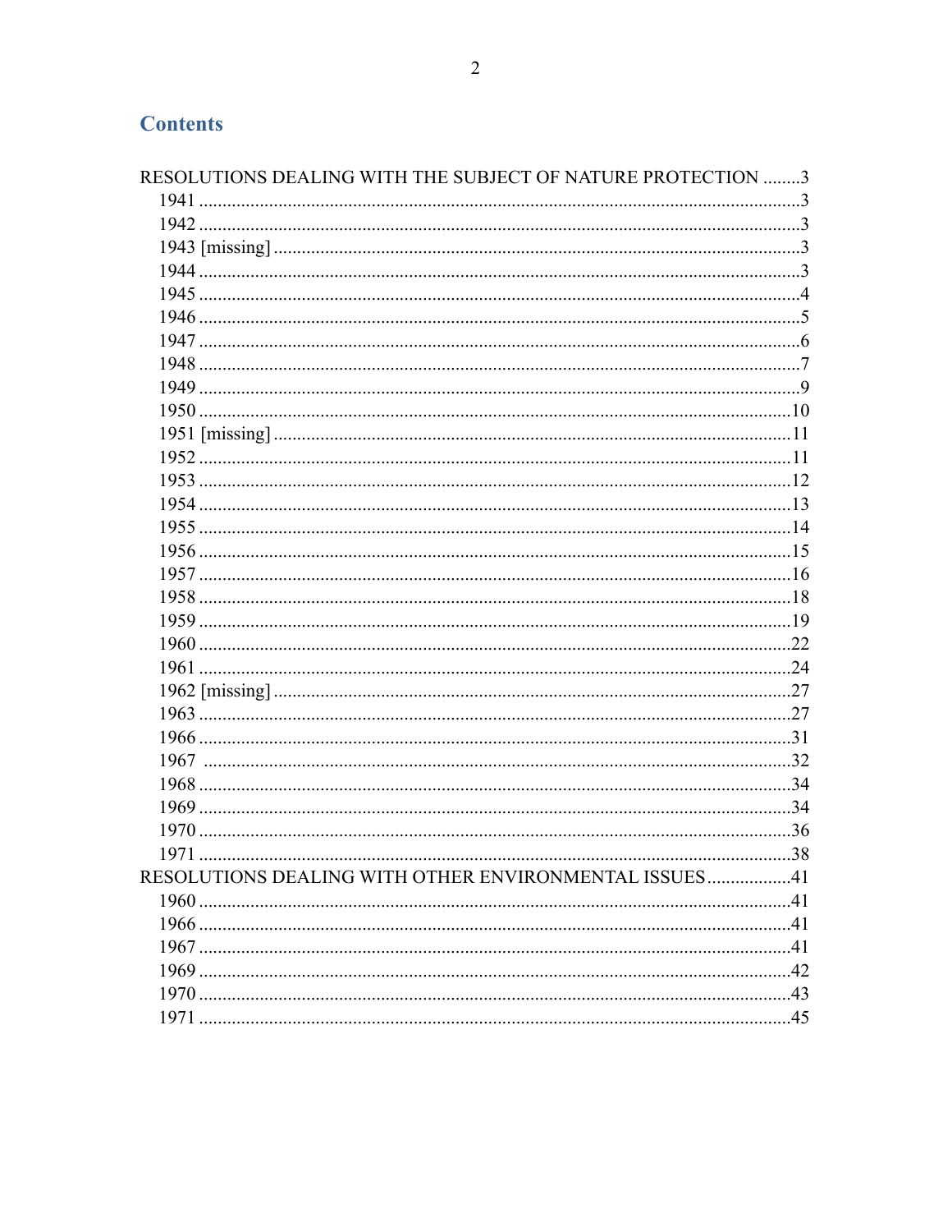## Contents

RESOLUTIONS DEALING WITH THE SUBJECT OF NATURE PROTECTION ........3
- 1941 ........3
- 1942 ........3
- 1943 [missing] ........3
- 1944 ........3
- 1945 ........4
- 1946 ........5
- 1947 ........6
- 1948 ........7
- 1949 ........9
- 1950 ........10
- 1951 [missing] ........11
- 1952 ........11
- 1953 ........12
- 1954 ........13
- 1955 ........14
- 1956 ........15
- 1957 ........16
- 1958 ........18
- 1959 ........19
- 1960 ........22
- 1961 ........24
- 1962 [missing] ........27
- 1963 ........27
- 1966 ........31
- 1967 ........32
- 1968 ........34
- 1969 ........34
- 1970 ........36
- 1971 ........38

RESOLUTIONS DEALING WITH OTHER ENVIRONMENTAL ISSUES ........41
- 1960 ........41
- 1966 ........41
- 1967 ........41
- 1969 ........42
- 1970 ........43
- 1971 ........45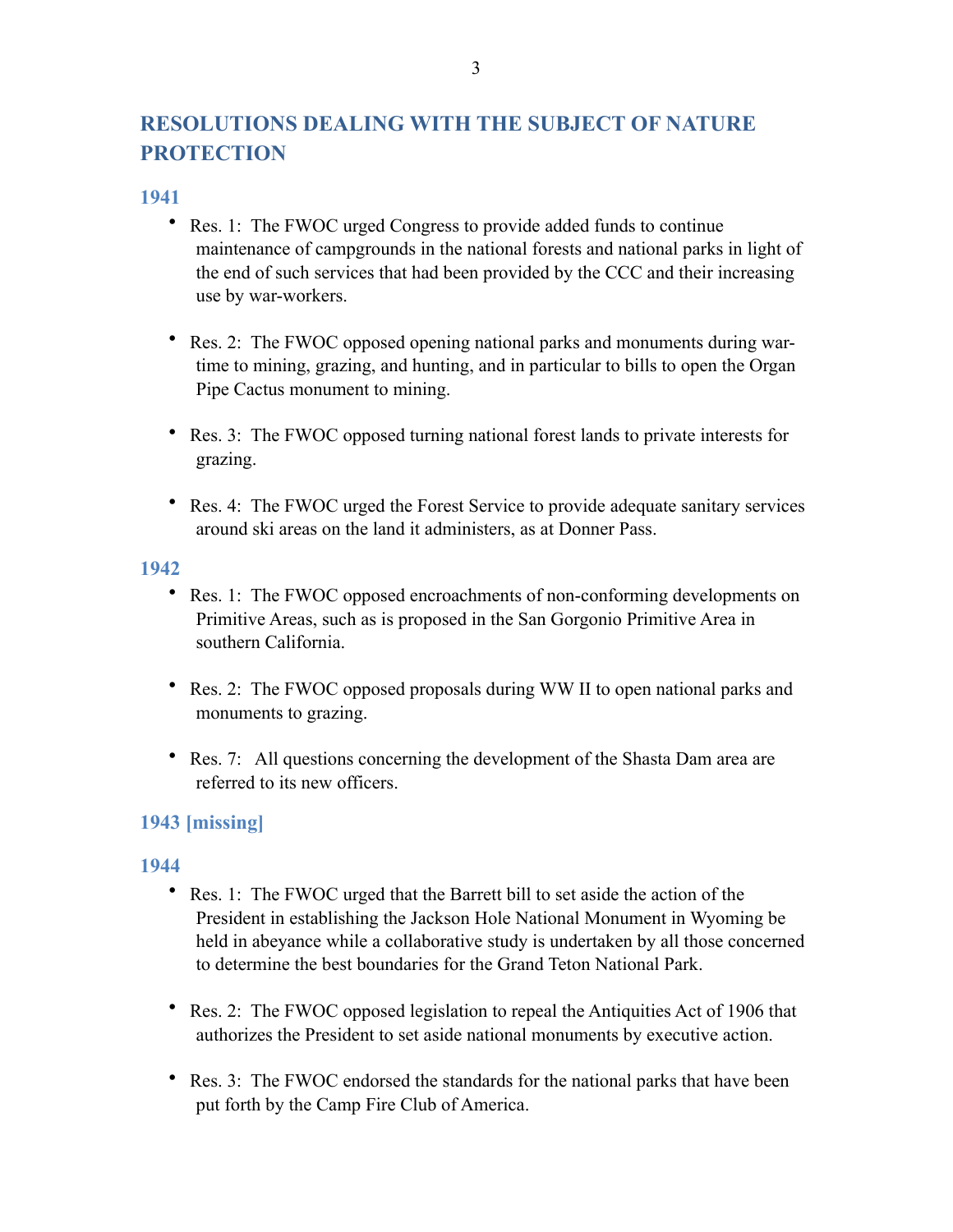## RESOLUTIONS DEALING WITH THE SUBJECT OF NATURE PROTECTION

### 1941

- Res. 1: The FWOC urged Congress to provide added funds to continue maintenance of campgrounds in the national forests and national parks in light of the end of such services that had been provided by the CCC and their increasing use by war-workers.

- Res. 2: The FWOC opposed opening national parks and monuments during war-time to mining, grazing, and hunting, and in particular to bills to open the Organ Pipe Cactus monument to mining.

- Res. 3: The FWOC opposed turning national forest lands to private interests for grazing.

- Res. 4: The FWOC urged the Forest Service to provide adequate sanitary services around ski areas on the land it administers, as at Donner Pass.

### 1942

- Res. 1: The FWOC opposed encroachments of non-conforming developments on Primitive Areas, such as is proposed in the San Gorgonio Primitive Area in southern California.

- Res. 2: The FWOC opposed proposals during WW II to open national parks and monuments to grazing.

- Res. 7: All questions concerning the development of the Shasta Dam area are referred to its new officers.

### 1943 [missing]

### 1944

- Res. 1: The FWOC urged that the Barrett bill to set aside the action of the President in establishing the Jackson Hole National Monument in Wyoming be held in abeyance while a collaborative study is undertaken by all those concerned to determine the best boundaries for the Grand Teton National Park.

- Res. 2: The FWOC opposed legislation to repeal the Antiquities Act of 1906 that authorizes the President to set aside national monuments by executive action.

- Res. 3: The FWOC endorsed the standards for the national parks that have been put forth by the Camp Fire Club of America.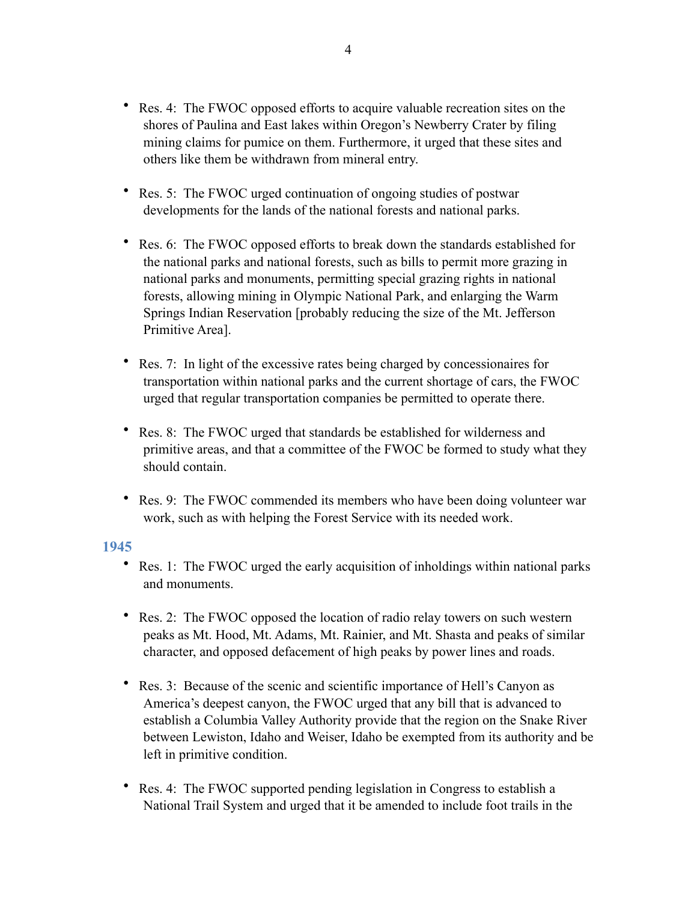- Res. 4: The FWOC opposed efforts to acquire valuable recreation sites on the shores of Paulina and East lakes within Oregon's Newberry Crater by filing mining claims for pumice on them. Furthermore, it urged that these sites and others like them be withdrawn from mineral entry.

- Res. 5: The FWOC urged continuation of ongoing studies of postwar developments for the lands of the national forests and national parks.

- Res. 6: The FWOC opposed efforts to break down the standards established for the national parks and national forests, such as bills to permit more grazing in national parks and monuments, permitting special grazing rights in national forests, allowing mining in Olympic National Park, and enlarging the Warm Springs Indian Reservation [probably reducing the size of the Mt. Jefferson Primitive Area].

- Res. 7: In light of the excessive rates being charged by concessionaires for transportation within national parks and the current shortage of cars, the FWOC urged that regular transportation companies be permitted to operate there.

- Res. 8: The FWOC urged that standards be established for wilderness and primitive areas, and that a committee of the FWOC be formed to study what they should contain.

- Res. 9: The FWOC commended its members who have been doing volunteer war work, such as with helping the Forest Service with its needed work.

### 1945

- Res. 1: The FWOC urged the early acquisition of inholdings within national parks and monuments.

- Res. 2: The FWOC opposed the location of radio relay towers on such western peaks as Mt. Hood, Mt. Adams, Mt. Rainier, and Mt. Shasta and peaks of similar character, and opposed defacement of high peaks by power lines and roads.

- Res. 3: Because of the scenic and scientific importance of Hell's Canyon as America's deepest canyon, the FWOC urged that any bill that is advanced to establish a Columbia Valley Authority provide that the region on the Snake River between Lewiston, Idaho and Weiser, Idaho be exempted from its authority and be left in primitive condition.

- Res. 4: The FWOC supported pending legislation in Congress to establish a National Trail System and urged that it be amended to include foot trails in the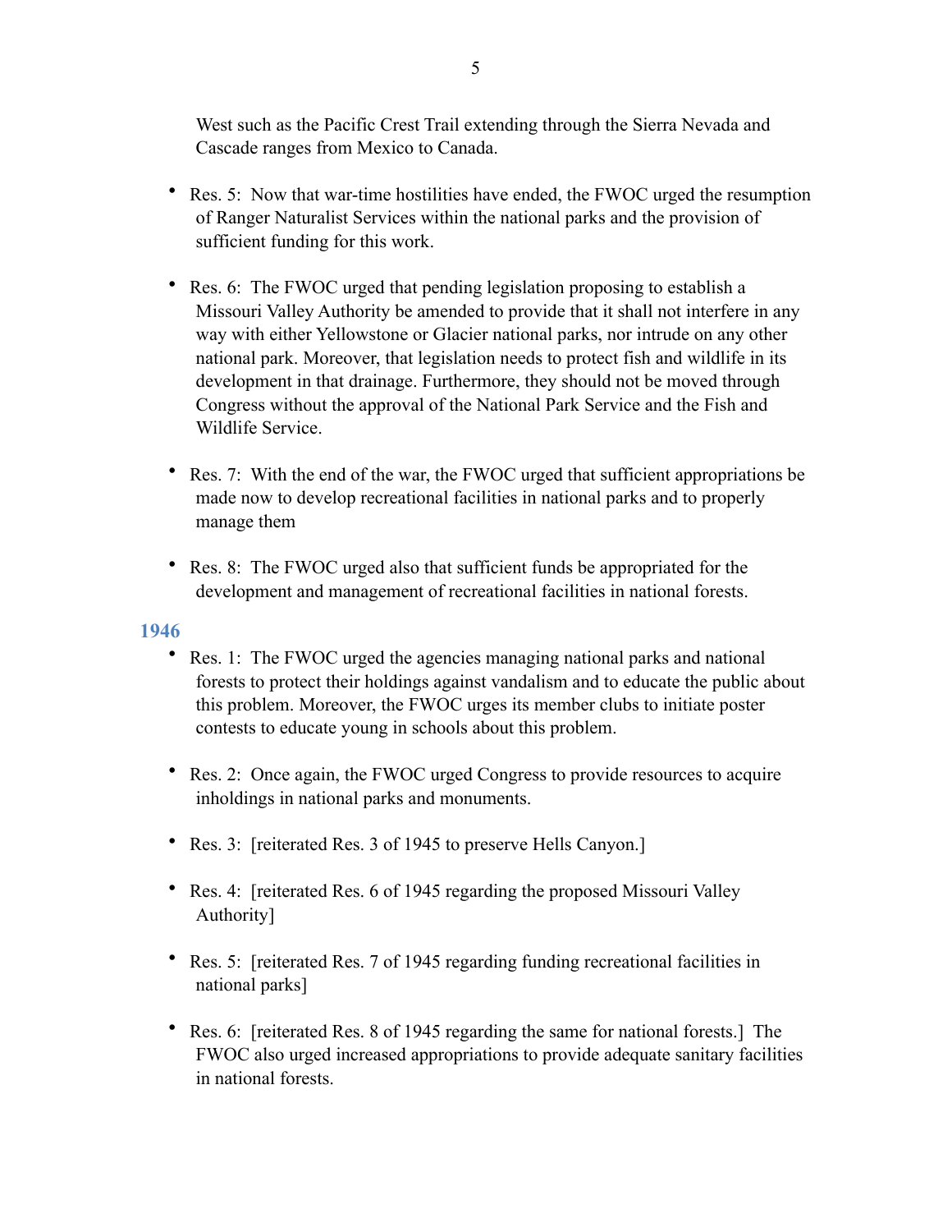West such as the Pacific Crest Trail extending through the Sierra Nevada and Cascade ranges from Mexico to Canada.

- Res. 5: Now that war-time hostilities have ended, the FWOC urged the resumption of Ranger Naturalist Services within the national parks and the provision of sufficient funding for this work.

- Res. 6: The FWOC urged that pending legislation proposing to establish a Missouri Valley Authority be amended to provide that it shall not interfere in any way with either Yellowstone or Glacier national parks, nor intrude on any other national park. Moreover, that legislation needs to protect fish and wildlife in its development in that drainage. Furthermore, they should not be moved through Congress without the approval of the National Park Service and the Fish and Wildlife Service.

- Res. 7: With the end of the war, the FWOC urged that sufficient appropriations be made now to develop recreational facilities in national parks and to properly manage them

- Res. 8: The FWOC urged also that sufficient funds be appropriated for the development and management of recreational facilities in national forests.

### 1946

- Res. 1: The FWOC urged the agencies managing national parks and national forests to protect their holdings against vandalism and to educate the public about this problem. Moreover, the FWOC urges its member clubs to initiate poster contests to educate young in schools about this problem.

- Res. 2: Once again, the FWOC urged Congress to provide resources to acquire inholdings in national parks and monuments.

- Res. 3: [reiterated Res. 3 of 1945 to preserve Hells Canyon.]

- Res. 4: [reiterated Res. 6 of 1945 regarding the proposed Missouri Valley Authority]

- Res. 5: [reiterated Res. 7 of 1945 regarding funding recreational facilities in national parks]

- Res. 6: [reiterated Res. 8 of 1945 regarding the same for national forests.] The FWOC also urged increased appropriations to provide adequate sanitary facilities in national forests.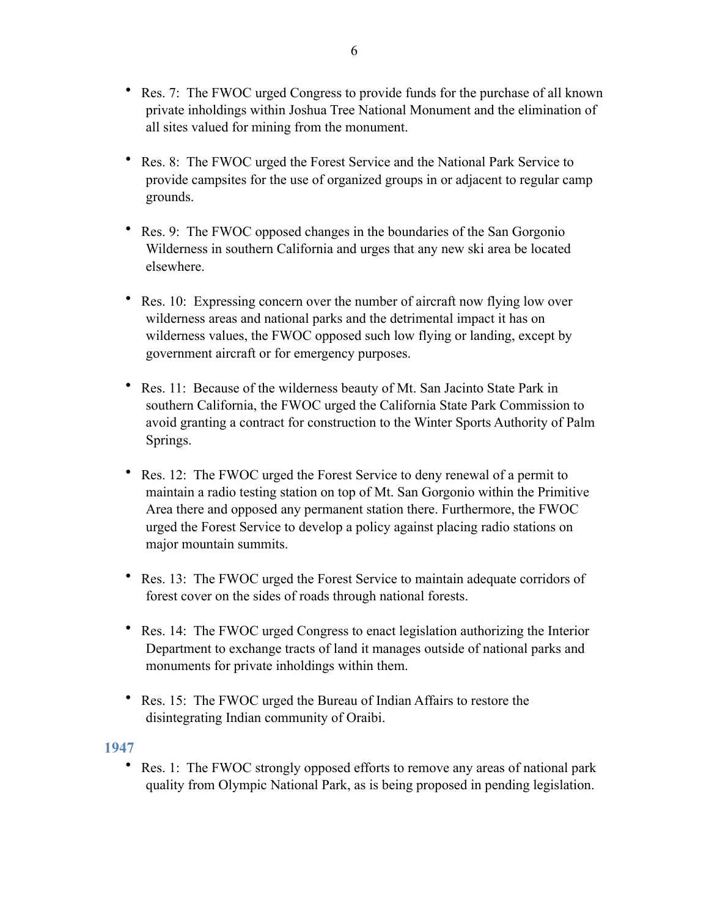- Res. 7: The FWOC urged Congress to provide funds for the purchase of all known private inholdings within Joshua Tree National Monument and the elimination of all sites valued for mining from the monument.

- Res. 8: The FWOC urged the Forest Service and the National Park Service to provide campsites for the use of organized groups in or adjacent to regular camp grounds.

- Res. 9: The FWOC opposed changes in the boundaries of the San Gorgonio Wilderness in southern California and urges that any new ski area be located elsewhere.

- Res. 10: Expressing concern over the number of aircraft now flying low over wilderness areas and national parks and the detrimental impact it has on wilderness values, the FWOC opposed such low flying or landing, except by government aircraft or for emergency purposes.

- Res. 11: Because of the wilderness beauty of Mt. San Jacinto State Park in southern California, the FWOC urged the California State Park Commission to avoid granting a contract for construction to the Winter Sports Authority of Palm Springs.

- Res. 12: The FWOC urged the Forest Service to deny renewal of a permit to maintain a radio testing station on top of Mt. San Gorgonio within the Primitive Area there and opposed any permanent station there. Furthermore, the FWOC urged the Forest Service to develop a policy against placing radio stations on major mountain summits.

- Res. 13: The FWOC urged the Forest Service to maintain adequate corridors of forest cover on the sides of roads through national forests.

- Res. 14: The FWOC urged Congress to enact legislation authorizing the Interior Department to exchange tracts of land it manages outside of national parks and monuments for private inholdings within them.

- Res. 15: The FWOC urged the Bureau of Indian Affairs to restore the disintegrating Indian community of Oraibi.

### 1947

- Res. 1: The FWOC strongly opposed efforts to remove any areas of national park quality from Olympic National Park, as is being proposed in pending legislation.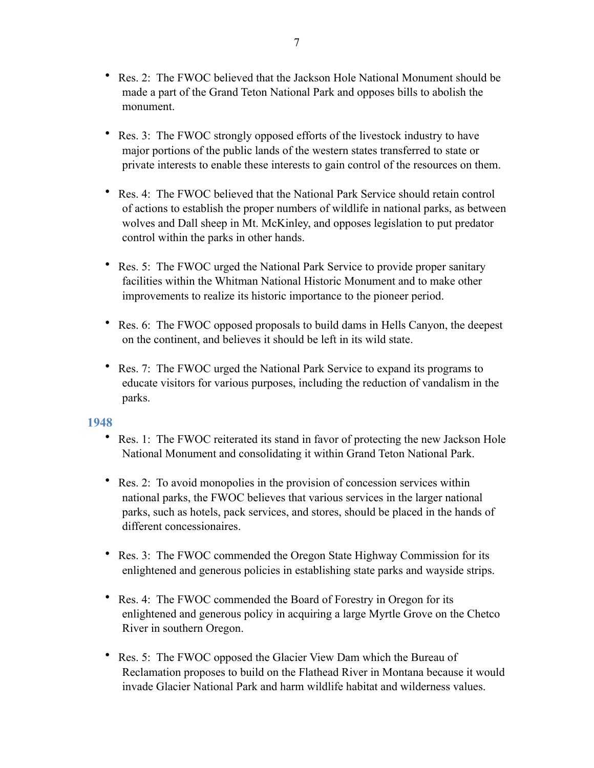- Res. 2: The FWOC believed that the Jackson Hole National Monument should be made a part of the Grand Teton National Park and opposes bills to abolish the monument.

- Res. 3: The FWOC strongly opposed efforts of the livestock industry to have major portions of the public lands of the western states transferred to state or private interests to enable these interests to gain control of the resources on them.

- Res. 4: The FWOC believed that the National Park Service should retain control of actions to establish the proper numbers of wildlife in national parks, as between wolves and Dall sheep in Mt. McKinley, and opposes legislation to put predator control within the parks in other hands.

- Res. 5: The FWOC urged the National Park Service to provide proper sanitary facilities within the Whitman National Historic Monument and to make other improvements to realize its historic importance to the pioneer period.

- Res. 6: The FWOC opposed proposals to build dams in Hells Canyon, the deepest on the continent, and believes it should be left in its wild state.

- Res. 7: The FWOC urged the National Park Service to expand its programs to educate visitors for various purposes, including the reduction of vandalism in the parks.

### 1948

- Res. 1: The FWOC reiterated its stand in favor of protecting the new Jackson Hole National Monument and consolidating it within Grand Teton National Park.

- Res. 2: To avoid monopolies in the provision of concession services within national parks, the FWOC believes that various services in the larger national parks, such as hotels, pack services, and stores, should be placed in the hands of different concessionaires.

- Res. 3: The FWOC commended the Oregon State Highway Commission for its enlightened and generous policies in establishing state parks and wayside strips.

- Res. 4: The FWOC commended the Board of Forestry in Oregon for its enlightened and generous policy in acquiring a large Myrtle Grove on the Chetco River in southern Oregon.

- Res. 5: The FWOC opposed the Glacier View Dam which the Bureau of Reclamation proposes to build on the Flathead River in Montana because it would invade Glacier National Park and harm wildlife habitat and wilderness values.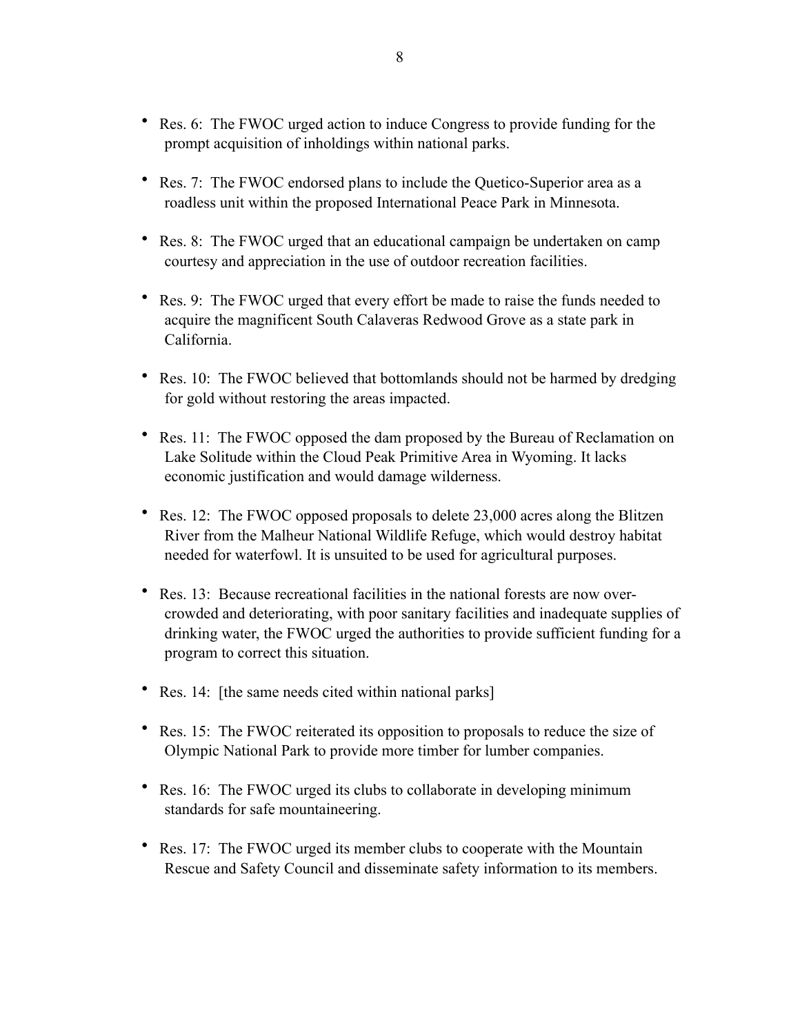- Res. 6: The FWOC urged action to induce Congress to provide funding for the prompt acquisition of inholdings within national parks.

- Res. 7: The FWOC endorsed plans to include the Quetico-Superior area as a roadless unit within the proposed International Peace Park in Minnesota.

- Res. 8: The FWOC urged that an educational campaign be undertaken on camp courtesy and appreciation in the use of outdoor recreation facilities.

- Res. 9: The FWOC urged that every effort be made to raise the funds needed to acquire the magnificent South Calaveras Redwood Grove as a state park in California.

- Res. 10: The FWOC believed that bottomlands should not be harmed by dredging for gold without restoring the areas impacted.

- Res. 11: The FWOC opposed the dam proposed by the Bureau of Reclamation on Lake Solitude within the Cloud Peak Primitive Area in Wyoming. It lacks economic justification and would damage wilderness.

- Res. 12: The FWOC opposed proposals to delete 23,000 acres along the Blitzen River from the Malheur National Wildlife Refuge, which would destroy habitat needed for waterfowl. It is unsuited to be used for agricultural purposes.

- Res. 13: Because recreational facilities in the national forests are now over-crowded and deteriorating, with poor sanitary facilities and inadequate supplies of drinking water, the FWOC urged the authorities to provide sufficient funding for a program to correct this situation.

- Res. 14: [the same needs cited within national parks]

- Res. 15: The FWOC reiterated its opposition to proposals to reduce the size of Olympic National Park to provide more timber for lumber companies.

- Res. 16: The FWOC urged its clubs to collaborate in developing minimum standards for safe mountaineering.

- Res. 17: The FWOC urged its member clubs to cooperate with the Mountain Rescue and Safety Council and disseminate safety information to its members.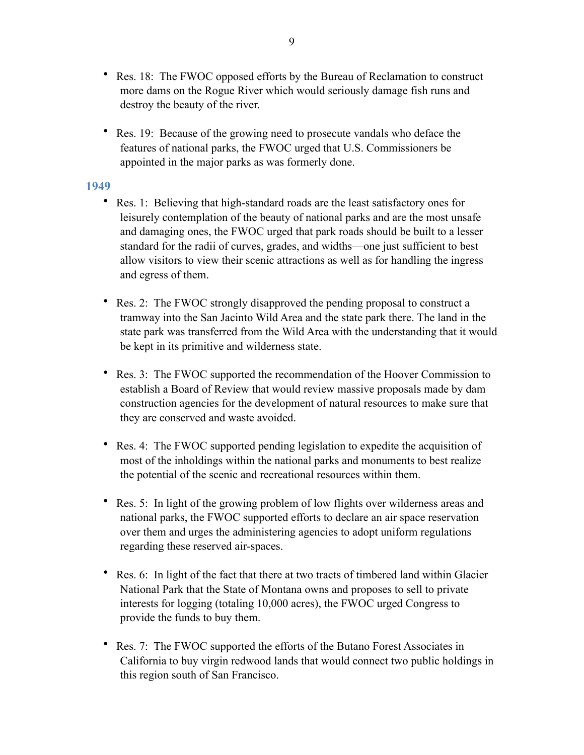- Res. 18: The FWOC opposed efforts by the Bureau of Reclamation to construct more dams on the Rogue River which would seriously damage fish runs and destroy the beauty of the river.

- Res. 19: Because of the growing need to prosecute vandals who deface the features of national parks, the FWOC urged that U.S. Commissioners be appointed in the major parks as was formerly done.

### 1949

- Res. 1: Believing that high-standard roads are the least satisfactory ones for leisurely contemplation of the beauty of national parks and are the most unsafe and damaging ones, the FWOC urged that park roads should be built to a lesser standard for the radii of curves, grades, and widths—one just sufficient to best allow visitors to view their scenic attractions as well as for handling the ingress and egress of them.

- Res. 2: The FWOC strongly disapproved the pending proposal to construct a tramway into the San Jacinto Wild Area and the state park there. The land in the state park was transferred from the Wild Area with the understanding that it would be kept in its primitive and wilderness state.

- Res. 3: The FWOC supported the recommendation of the Hoover Commission to establish a Board of Review that would review massive proposals made by dam construction agencies for the development of natural resources to make sure that they are conserved and waste avoided.

- Res. 4: The FWOC supported pending legislation to expedite the acquisition of most of the inholdings within the national parks and monuments to best realize the potential of the scenic and recreational resources within them.

- Res. 5: In light of the growing problem of low flights over wilderness areas and national parks, the FWOC supported efforts to declare an air space reservation over them and urges the administering agencies to adopt uniform regulations regarding these reserved air-spaces.

- Res. 6: In light of the fact that there at two tracts of timbered land within Glacier National Park that the State of Montana owns and proposes to sell to private interests for logging (totaling 10,000 acres), the FWOC urged Congress to provide the funds to buy them.

- Res. 7: The FWOC supported the efforts of the Butano Forest Associates in California to buy virgin redwood lands that would connect two public holdings in this region south of San Francisco.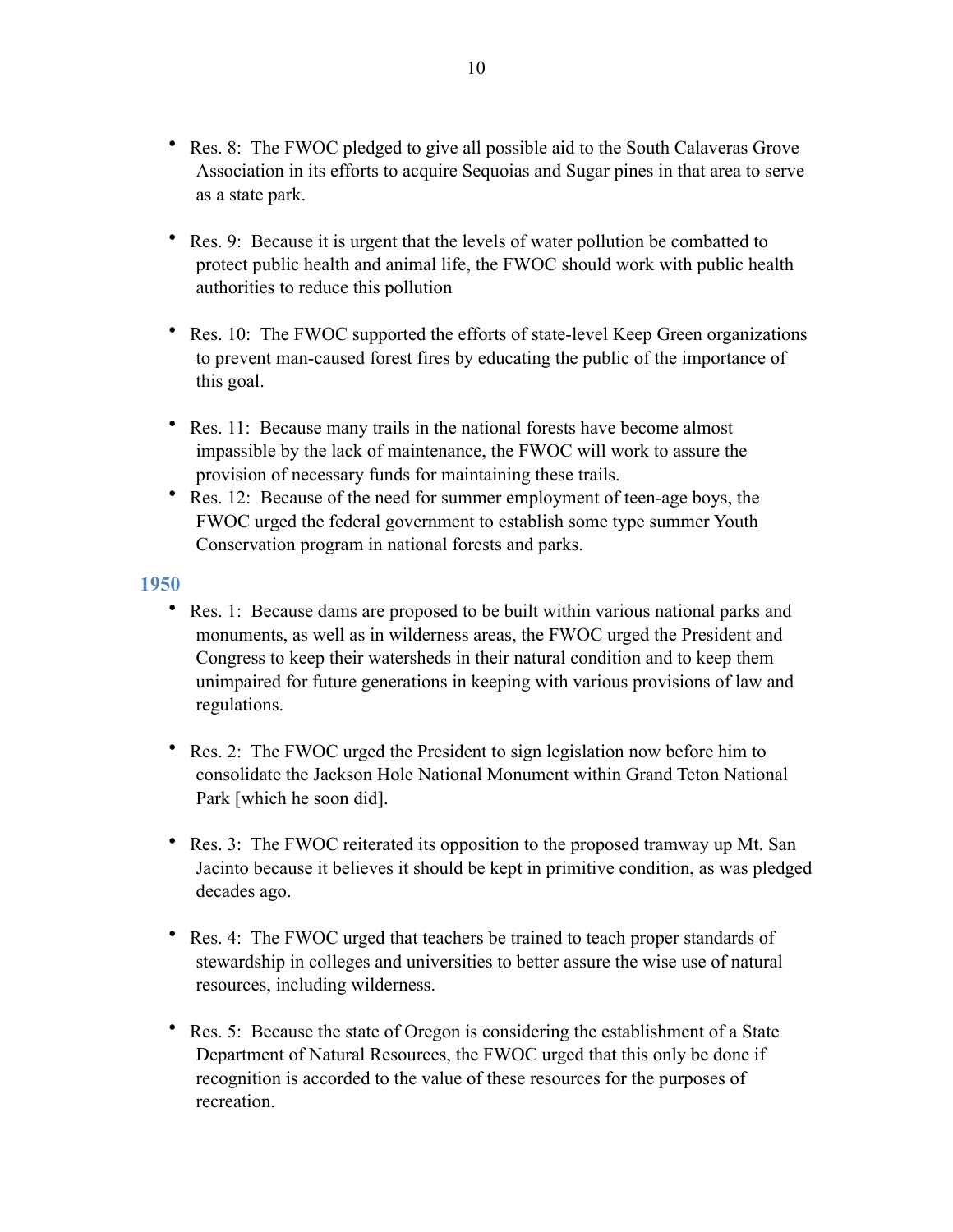- Res. 8: The FWOC pledged to give all possible aid to the South Calaveras Grove Association in its efforts to acquire Sequoias and Sugar pines in that area to serve as a state park.

- Res. 9: Because it is urgent that the levels of water pollution be combatted to protect public health and animal life, the FWOC should work with public health authorities to reduce this pollution

- Res. 10: The FWOC supported the efforts of state-level Keep Green organizations to prevent man-caused forest fires by educating the public of the importance of this goal.

- Res. 11: Because many trails in the national forests have become almost impassible by the lack of maintenance, the FWOC will work to assure the provision of necessary funds for maintaining these trails.
- Res. 12: Because of the need for summer employment of teen-age boys, the FWOC urged the federal government to establish some type summer Youth Conservation program in national forests and parks.

### 1950

- Res. 1: Because dams are proposed to be built within various national parks and monuments, as well as in wilderness areas, the FWOC urged the President and Congress to keep their watersheds in their natural condition and to keep them unimpaired for future generations in keeping with various provisions of law and regulations.

- Res. 2: The FWOC urged the President to sign legislation now before him to consolidate the Jackson Hole National Monument within Grand Teton National Park [which he soon did].

- Res. 3: The FWOC reiterated its opposition to the proposed tramway up Mt. San Jacinto because it believes it should be kept in primitive condition, as was pledged decades ago.

- Res. 4: The FWOC urged that teachers be trained to teach proper standards of stewardship in colleges and universities to better assure the wise use of natural resources, including wilderness.

- Res. 5: Because the state of Oregon is considering the establishment of a State Department of Natural Resources, the FWOC urged that this only be done if recognition is accorded to the value of these resources for the purposes of recreation.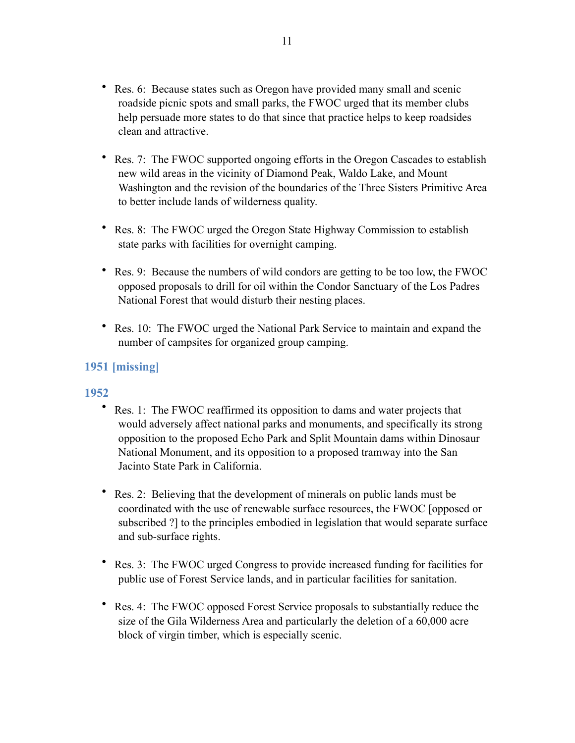- Res. 6: Because states such as Oregon have provided many small and scenic roadside picnic spots and small parks, the FWOC urged that its member clubs help persuade more states to do that since that practice helps to keep roadsides clean and attractive.

- Res. 7: The FWOC supported ongoing efforts in the Oregon Cascades to establish new wild areas in the vicinity of Diamond Peak, Waldo Lake, and Mount Washington and the revision of the boundaries of the Three Sisters Primitive Area to better include lands of wilderness quality.

- Res. 8: The FWOC urged the Oregon State Highway Commission to establish state parks with facilities for overnight camping.

- Res. 9: Because the numbers of wild condors are getting to be too low, the FWOC opposed proposals to drill for oil within the Condor Sanctuary of the Los Padres National Forest that would disturb their nesting places.

- Res. 10: The FWOC urged the National Park Service to maintain and expand the number of campsites for organized group camping.

### 1951 [missing]

### 1952

- Res. 1: The FWOC reaffirmed its opposition to dams and water projects that would adversely affect national parks and monuments, and specifically its strong opposition to the proposed Echo Park and Split Mountain dams within Dinosaur National Monument, and its opposition to a proposed tramway into the San Jacinto State Park in California.

- Res. 2: Believing that the development of minerals on public lands must be coordinated with the use of renewable surface resources, the FWOC [opposed or subscribed ?] to the principles embodied in legislation that would separate surface and sub-surface rights.

- Res. 3: The FWOC urged Congress to provide increased funding for facilities for public use of Forest Service lands, and in particular facilities for sanitation.

- Res. 4: The FWOC opposed Forest Service proposals to substantially reduce the size of the Gila Wilderness Area and particularly the deletion of a 60,000 acre block of virgin timber, which is especially scenic.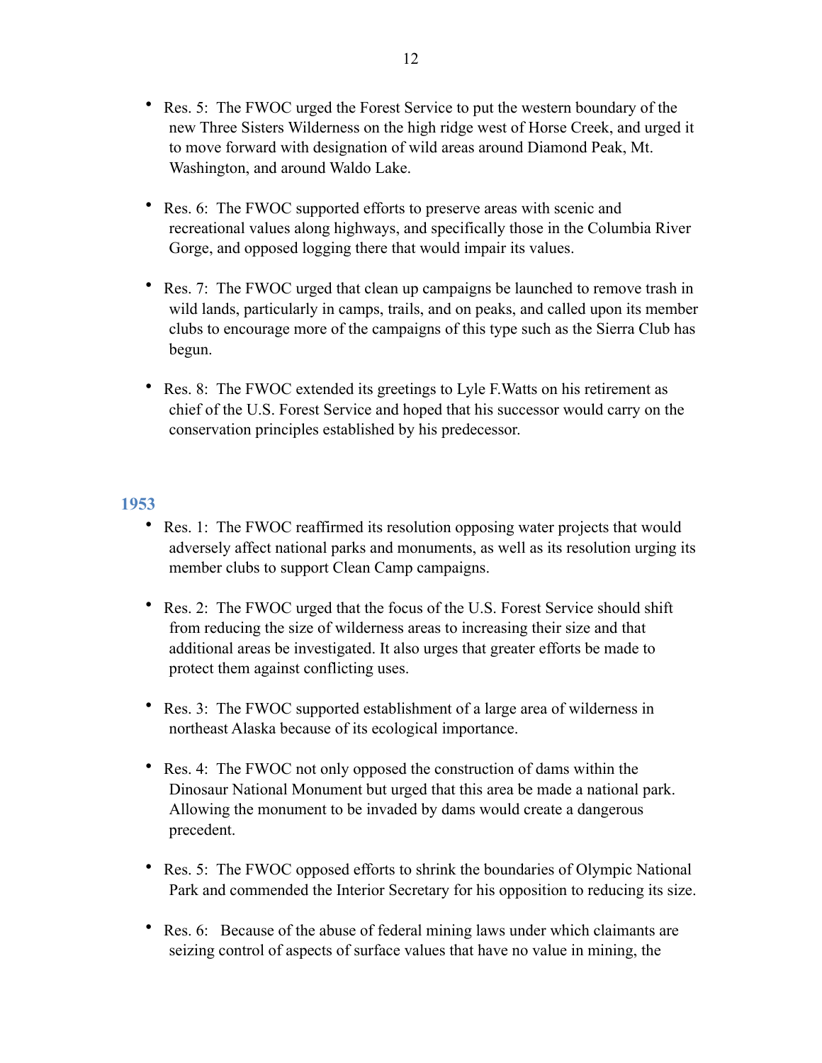- Res. 5: The FWOC urged the Forest Service to put the western boundary of the new Three Sisters Wilderness on the high ridge west of Horse Creek, and urged it to move forward with designation of wild areas around Diamond Peak, Mt. Washington, and around Waldo Lake.

- Res. 6: The FWOC supported efforts to preserve areas with scenic and recreational values along highways, and specifically those in the Columbia River Gorge, and opposed logging there that would impair its values.

- Res. 7: The FWOC urged that clean up campaigns be launched to remove trash in wild lands, particularly in camps, trails, and on peaks, and called upon its member clubs to encourage more of the campaigns of this type such as the Sierra Club has begun.

- Res. 8: The FWOC extended its greetings to Lyle F.Watts on his retirement as chief of the U.S. Forest Service and hoped that his successor would carry on the conservation principles established by his predecessor.

## 1953

- Res. 1: The FWOC reaffirmed its resolution opposing water projects that would adversely affect national parks and monuments, as well as its resolution urging its member clubs to support Clean Camp campaigns.

- Res. 2: The FWOC urged that the focus of the U.S. Forest Service should shift from reducing the size of wilderness areas to increasing their size and that additional areas be investigated. It also urges that greater efforts be made to protect them against conflicting uses.

- Res. 3: The FWOC supported establishment of a large area of wilderness in northeast Alaska because of its ecological importance.

- Res. 4: The FWOC not only opposed the construction of dams within the Dinosaur National Monument but urged that this area be made a national park. Allowing the monument to be invaded by dams would create a dangerous precedent.

- Res. 5: The FWOC opposed efforts to shrink the boundaries of Olympic National Park and commended the Interior Secretary for his opposition to reducing its size.

- Res. 6: Because of the abuse of federal mining laws under which claimants are seizing control of aspects of surface values that have no value in mining, the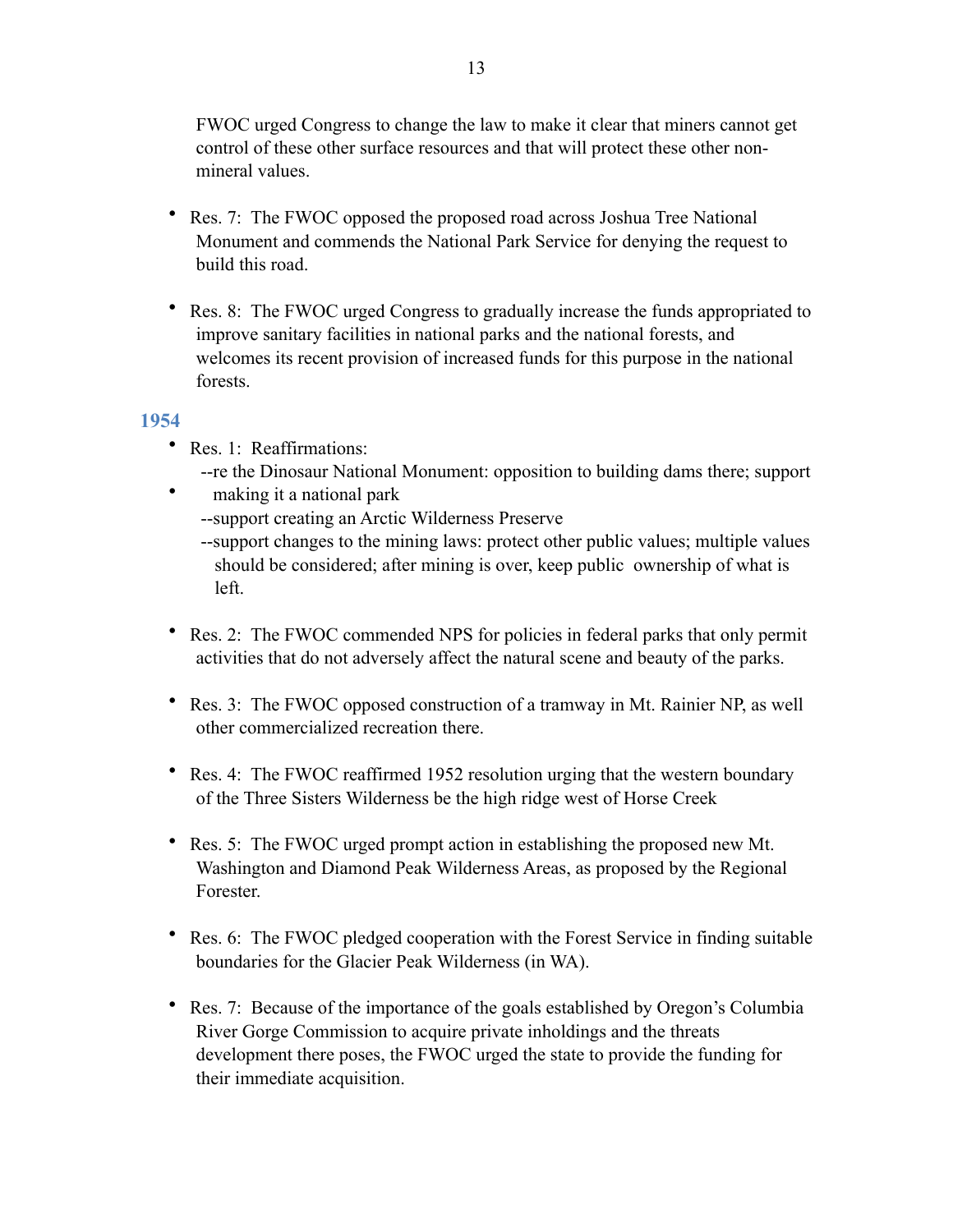FWOC urged Congress to change the law to make it clear that miners cannot get control of these other surface resources and that will protect these other non-mineral values.

- Res. 7: The FWOC opposed the proposed road across Joshua Tree National Monument and commends the National Park Service for denying the request to build this road.

- Res. 8: The FWOC urged Congress to gradually increase the funds appropriated to improve sanitary facilities in national parks and the national forests, and welcomes its recent provision of increased funds for this purpose in the national forests.

## 1954

- Res. 1: Reaffirmations:
  - --re the Dinosaur National Monument: opposition to building dams there; support making it a national park
  - --support creating an Arctic Wilderness Preserve
  - --support changes to the mining laws: protect other public values; multiple values should be considered; after mining is over, keep public ownership of what is left.

- Res. 2: The FWOC commended NPS for policies in federal parks that only permit activities that do not adversely affect the natural scene and beauty of the parks.

- Res. 3: The FWOC opposed construction of a tramway in Mt. Rainier NP, as well other commercialized recreation there.

- Res. 4: The FWOC reaffirmed 1952 resolution urging that the western boundary of the Three Sisters Wilderness be the high ridge west of Horse Creek

- Res. 5: The FWOC urged prompt action in establishing the proposed new Mt. Washington and Diamond Peak Wilderness Areas, as proposed by the Regional Forester.

- Res. 6: The FWOC pledged cooperation with the Forest Service in finding suitable boundaries for the Glacier Peak Wilderness (in WA).

- Res. 7: Because of the importance of the goals established by Oregon's Columbia River Gorge Commission to acquire private inholdings and the threats development there poses, the FWOC urged the state to provide the funding for their immediate acquisition.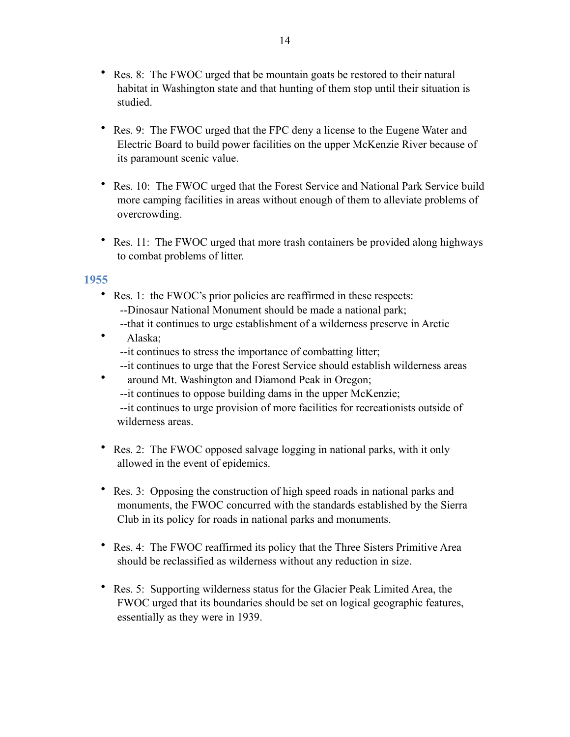- Res. 8: The FWOC urged that be mountain goats be restored to their natural habitat in Washington state and that hunting of them stop until their situation is studied.

- Res. 9: The FWOC urged that the FPC deny a license to the Eugene Water and Electric Board to build power facilities on the upper McKenzie River because of its paramount scenic value.

- Res. 10: The FWOC urged that the Forest Service and National Park Service build more camping facilities in areas without enough of them to alleviate problems of overcrowding.

- Res. 11: The FWOC urged that more trash containers be provided along highways to combat problems of litter.

## 1955

- Res. 1: the FWOC's prior policies are reaffirmed in these respects:
  --Dinosaur National Monument should be made a national park;
  --that it continues to urge establishment of a wilderness preserve in Arctic Alaska;
  --it continues to stress the importance of combatting litter;
  --it continues to urge that the Forest Service should establish wilderness areas around Mt. Washington and Diamond Peak in Oregon;
  --it continues to oppose building dams in the upper McKenzie;
  --it continues to urge provision of more facilities for recreationists outside of wilderness areas.

- Res. 2: The FWOC opposed salvage logging in national parks, with it only allowed in the event of epidemics.

- Res. 3: Opposing the construction of high speed roads in national parks and monuments, the FWOC concurred with the standards established by the Sierra Club in its policy for roads in national parks and monuments.

- Res. 4: The FWOC reaffirmed its policy that the Three Sisters Primitive Area should be reclassified as wilderness without any reduction in size.

- Res. 5: Supporting wilderness status for the Glacier Peak Limited Area, the FWOC urged that its boundaries should be set on logical geographic features, essentially as they were in 1939.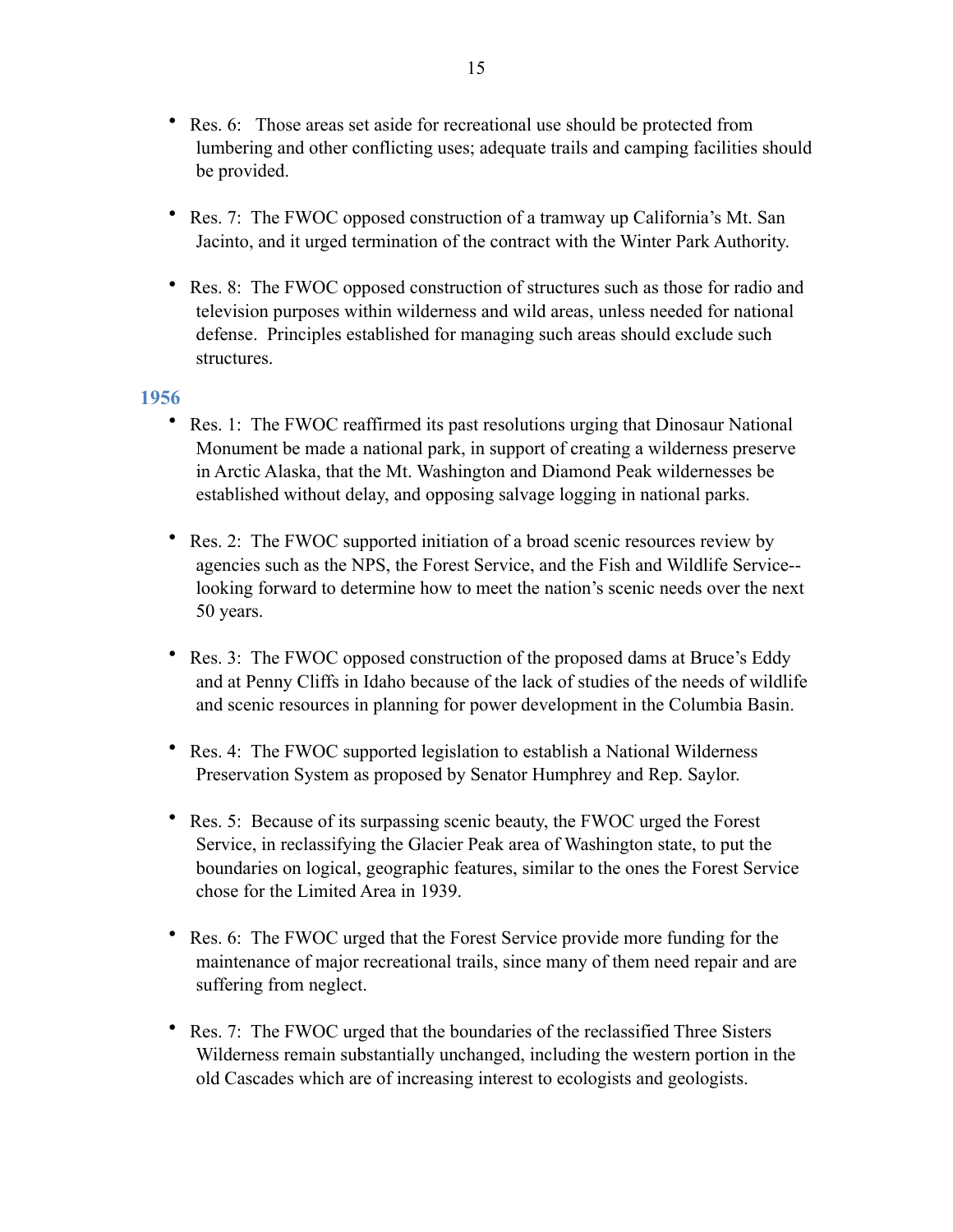- Res. 6: Those areas set aside for recreational use should be protected from lumbering and other conflicting uses; adequate trails and camping facilities should be provided.

- Res. 7: The FWOC opposed construction of a tramway up California's Mt. San Jacinto, and it urged termination of the contract with the Winter Park Authority.

- Res. 8: The FWOC opposed construction of structures such as those for radio and television purposes within wilderness and wild areas, unless needed for national defense. Principles established for managing such areas should exclude such structures.

## 1956

- Res. 1: The FWOC reaffirmed its past resolutions urging that Dinosaur National Monument be made a national park, in support of creating a wilderness preserve in Arctic Alaska, that the Mt. Washington and Diamond Peak wildernesses be established without delay, and opposing salvage logging in national parks.

- Res. 2: The FWOC supported initiation of a broad scenic resources review by agencies such as the NPS, the Forest Service, and the Fish and Wildlife Service--looking forward to determine how to meet the nation's scenic needs over the next 50 years.

- Res. 3: The FWOC opposed construction of the proposed dams at Bruce's Eddy and at Penny Cliffs in Idaho because of the lack of studies of the needs of wildlife and scenic resources in planning for power development in the Columbia Basin.

- Res. 4: The FWOC supported legislation to establish a National Wilderness Preservation System as proposed by Senator Humphrey and Rep. Saylor.

- Res. 5: Because of its surpassing scenic beauty, the FWOC urged the Forest Service, in reclassifying the Glacier Peak area of Washington state, to put the boundaries on logical, geographic features, similar to the ones the Forest Service chose for the Limited Area in 1939.

- Res. 6: The FWOC urged that the Forest Service provide more funding for the maintenance of major recreational trails, since many of them need repair and are suffering from neglect.

- Res. 7: The FWOC urged that the boundaries of the reclassified Three Sisters Wilderness remain substantially unchanged, including the western portion in the old Cascades which are of increasing interest to ecologists and geologists.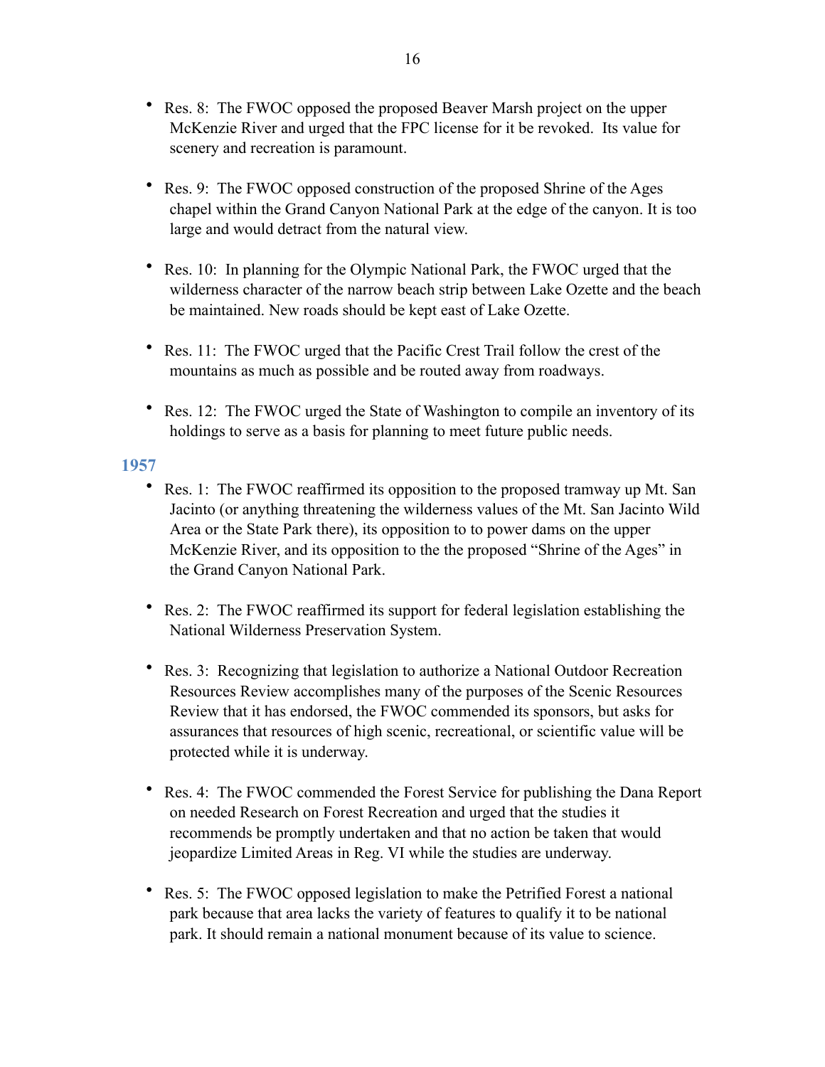- Res. 8: The FWOC opposed the proposed Beaver Marsh project on the upper McKenzie River and urged that the FPC license for it be revoked. Its value for scenery and recreation is paramount.

- Res. 9: The FWOC opposed construction of the proposed Shrine of the Ages chapel within the Grand Canyon National Park at the edge of the canyon. It is too large and would detract from the natural view.

- Res. 10: In planning for the Olympic National Park, the FWOC urged that the wilderness character of the narrow beach strip between Lake Ozette and the beach be maintained. New roads should be kept east of Lake Ozette.

- Res. 11: The FWOC urged that the Pacific Crest Trail follow the crest of the mountains as much as possible and be routed away from roadways.

- Res. 12: The FWOC urged the State of Washington to compile an inventory of its holdings to serve as a basis for planning to meet future public needs.

## 1957

- Res. 1: The FWOC reaffirmed its opposition to the proposed tramway up Mt. San Jacinto (or anything threatening the wilderness values of the Mt. San Jacinto Wild Area or the State Park there), its opposition to to power dams on the upper McKenzie River, and its opposition to the the proposed "Shrine of the Ages" in the Grand Canyon National Park.

- Res. 2: The FWOC reaffirmed its support for federal legislation establishing the National Wilderness Preservation System.

- Res. 3: Recognizing that legislation to authorize a National Outdoor Recreation Resources Review accomplishes many of the purposes of the Scenic Resources Review that it has endorsed, the FWOC commended its sponsors, but asks for assurances that resources of high scenic, recreational, or scientific value will be protected while it is underway.

- Res. 4: The FWOC commended the Forest Service for publishing the Dana Report on needed Research on Forest Recreation and urged that the studies it recommends be promptly undertaken and that no action be taken that would jeopardize Limited Areas in Reg. VI while the studies are underway.

- Res. 5: The FWOC opposed legislation to make the Petrified Forest a national park because that area lacks the variety of features to qualify it to be national park. It should remain a national monument because of its value to science.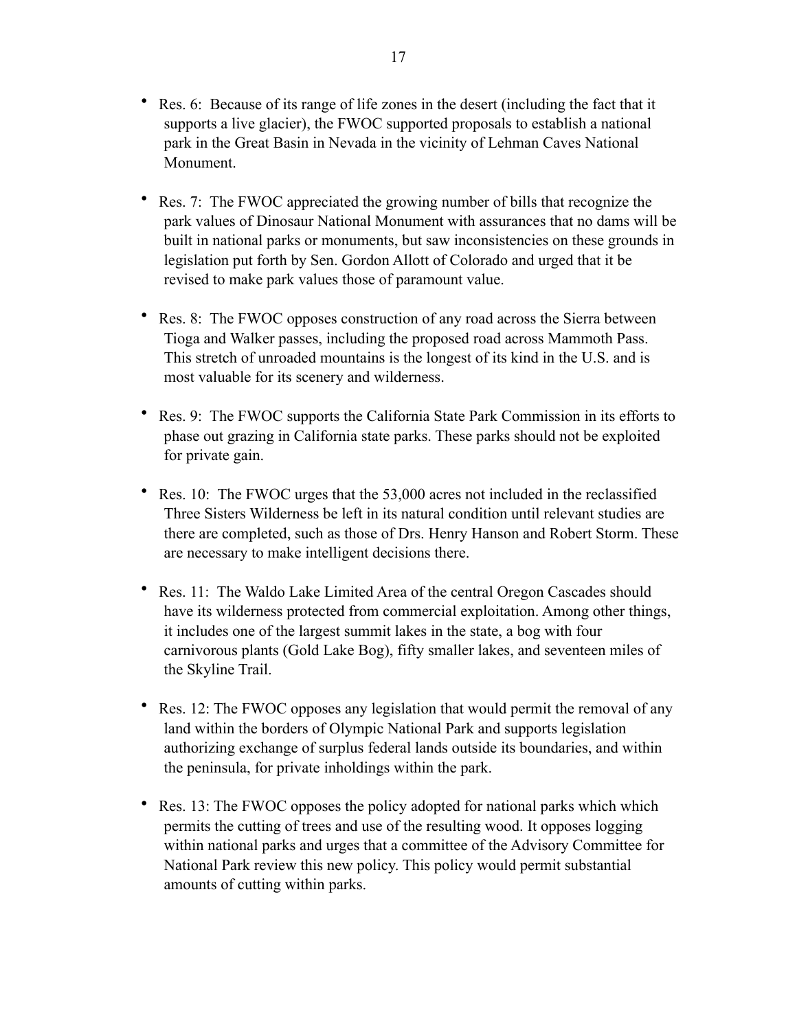- Res. 6: Because of its range of life zones in the desert (including the fact that it supports a live glacier), the FWOC supported proposals to establish a national park in the Great Basin in Nevada in the vicinity of Lehman Caves National Monument.

- Res. 7: The FWOC appreciated the growing number of bills that recognize the park values of Dinosaur National Monument with assurances that no dams will be built in national parks or monuments, but saw inconsistencies on these grounds in legislation put forth by Sen. Gordon Allott of Colorado and urged that it be revised to make park values those of paramount value.

- Res. 8: The FWOC opposes construction of any road across the Sierra between Tioga and Walker passes, including the proposed road across Mammoth Pass. This stretch of unroaded mountains is the longest of its kind in the U.S. and is most valuable for its scenery and wilderness.

- Res. 9: The FWOC supports the California State Park Commission in its efforts to phase out grazing in California state parks. These parks should not be exploited for private gain.

- Res. 10: The FWOC urges that the 53,000 acres not included in the reclassified Three Sisters Wilderness be left in its natural condition until relevant studies are there are completed, such as those of Drs. Henry Hanson and Robert Storm. These are necessary to make intelligent decisions there.

- Res. 11: The Waldo Lake Limited Area of the central Oregon Cascades should have its wilderness protected from commercial exploitation. Among other things, it includes one of the largest summit lakes in the state, a bog with four carnivorous plants (Gold Lake Bog), fifty smaller lakes, and seventeen miles of the Skyline Trail.

- Res. 12: The FWOC opposes any legislation that would permit the removal of any land within the borders of Olympic National Park and supports legislation authorizing exchange of surplus federal lands outside its boundaries, and within the peninsula, for private inholdings within the park.

- Res. 13: The FWOC opposes the policy adopted for national parks which which permits the cutting of trees and use of the resulting wood. It opposes logging within national parks and urges that a committee of the Advisory Committee for National Park review this new policy. This policy would permit substantial amounts of cutting within parks.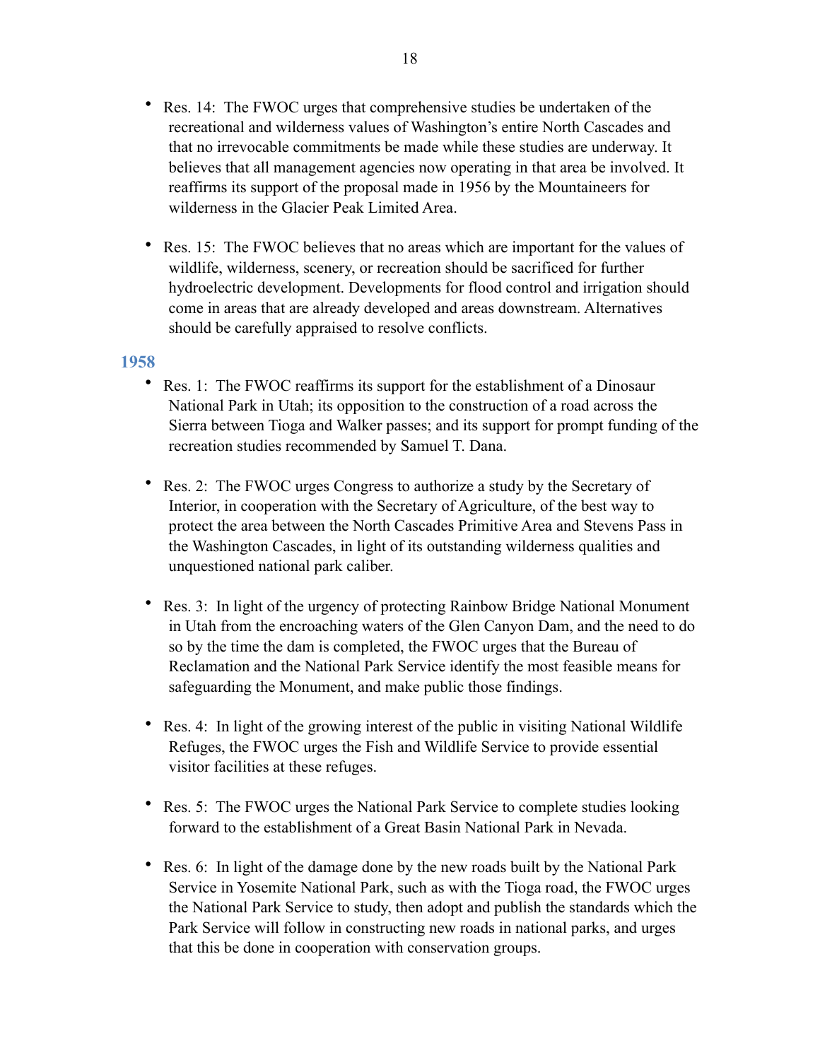- Res. 14: The FWOC urges that comprehensive studies be undertaken of the recreational and wilderness values of Washington's entire North Cascades and that no irrevocable commitments be made while these studies are underway. It believes that all management agencies now operating in that area be involved. It reaffirms its support of the proposal made in 1956 by the Mountaineers for wilderness in the Glacier Peak Limited Area.

- Res. 15: The FWOC believes that no areas which are important for the values of wildlife, wilderness, scenery, or recreation should be sacrificed for further hydroelectric development. Developments for flood control and irrigation should come in areas that are already developed and areas downstream. Alternatives should be carefully appraised to resolve conflicts.

### 1958

- Res. 1: The FWOC reaffirms its support for the establishment of a Dinosaur National Park in Utah; its opposition to the construction of a road across the Sierra between Tioga and Walker passes; and its support for prompt funding of the recreation studies recommended by Samuel T. Dana.

- Res. 2: The FWOC urges Congress to authorize a study by the Secretary of Interior, in cooperation with the Secretary of Agriculture, of the best way to protect the area between the North Cascades Primitive Area and Stevens Pass in the Washington Cascades, in light of its outstanding wilderness qualities and unquestioned national park caliber.

- Res. 3: In light of the urgency of protecting Rainbow Bridge National Monument in Utah from the encroaching waters of the Glen Canyon Dam, and the need to do so by the time the dam is completed, the FWOC urges that the Bureau of Reclamation and the National Park Service identify the most feasible means for safeguarding the Monument, and make public those findings.

- Res. 4: In light of the growing interest of the public in visiting National Wildlife Refuges, the FWOC urges the Fish and Wildlife Service to provide essential visitor facilities at these refuges.

- Res. 5: The FWOC urges the National Park Service to complete studies looking forward to the establishment of a Great Basin National Park in Nevada.

- Res. 6: In light of the damage done by the new roads built by the National Park Service in Yosemite National Park, such as with the Tioga road, the FWOC urges the National Park Service to study, then adopt and publish the standards which the Park Service will follow in constructing new roads in national parks, and urges that this be done in cooperation with conservation groups.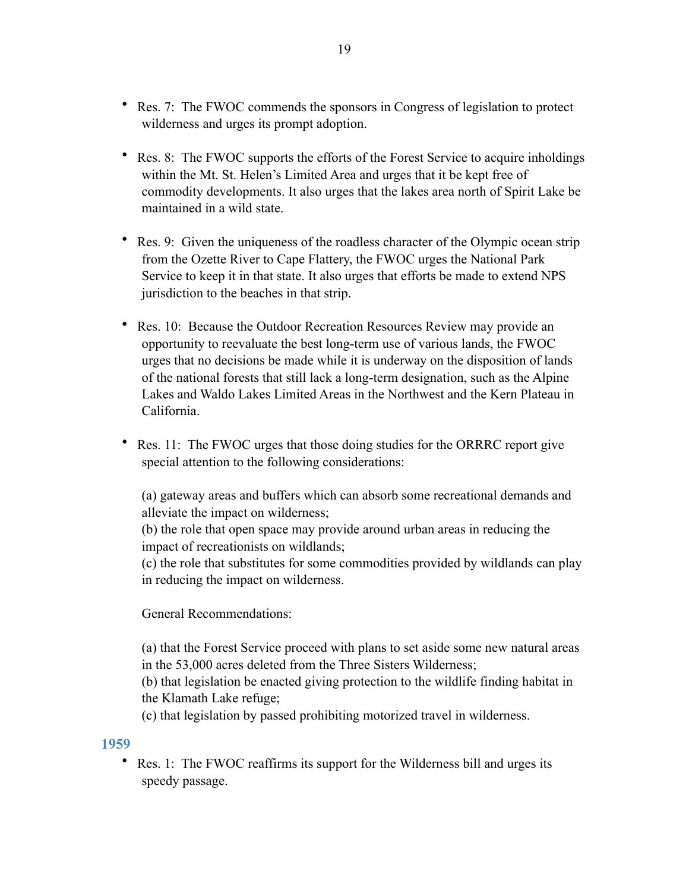- Res. 7: The FWOC commends the sponsors in Congress of legislation to protect wilderness and urges its prompt adoption.

- Res. 8: The FWOC supports the efforts of the Forest Service to acquire inholdings within the Mt. St. Helen's Limited Area and urges that it be kept free of commodity developments. It also urges that the lakes area north of Spirit Lake be maintained in a wild state.

- Res. 9: Given the uniqueness of the roadless character of the Olympic ocean strip from the Ozette River to Cape Flattery, the FWOC urges the National Park Service to keep it in that state. It also urges that efforts be made to extend NPS jurisdiction to the beaches in that strip.

- Res. 10: Because the Outdoor Recreation Resources Review may provide an opportunity to reevaluate the best long-term use of various lands, the FWOC urges that no decisions be made while it is underway on the disposition of lands of the national forests that still lack a long-term designation, such as the Alpine Lakes and Waldo Lakes Limited Areas in the Northwest and the Kern Plateau in California.

- Res. 11: The FWOC urges that those doing studies for the ORRRC report give special attention to the following considerations:

  (a) gateway areas and buffers which can absorb some recreational demands and alleviate the impact on wilderness;
  (b) the role that open space may provide around urban areas in reducing the impact of recreationists on wildlands;
  (c) the role that substitutes for some commodities provided by wildlands can play in reducing the impact on wilderness.

  General Recommendations:

  (a) that the Forest Service proceed with plans to set aside some new natural areas in the 53,000 acres deleted from the Three Sisters Wilderness;
  (b) that legislation be enacted giving protection to the wildlife finding habitat in the Klamath Lake refuge;
  (c) that legislation by passed prohibiting motorized travel in wilderness.

## 1959

- Res. 1: The FWOC reaffirms its support for the Wilderness bill and urges its speedy passage.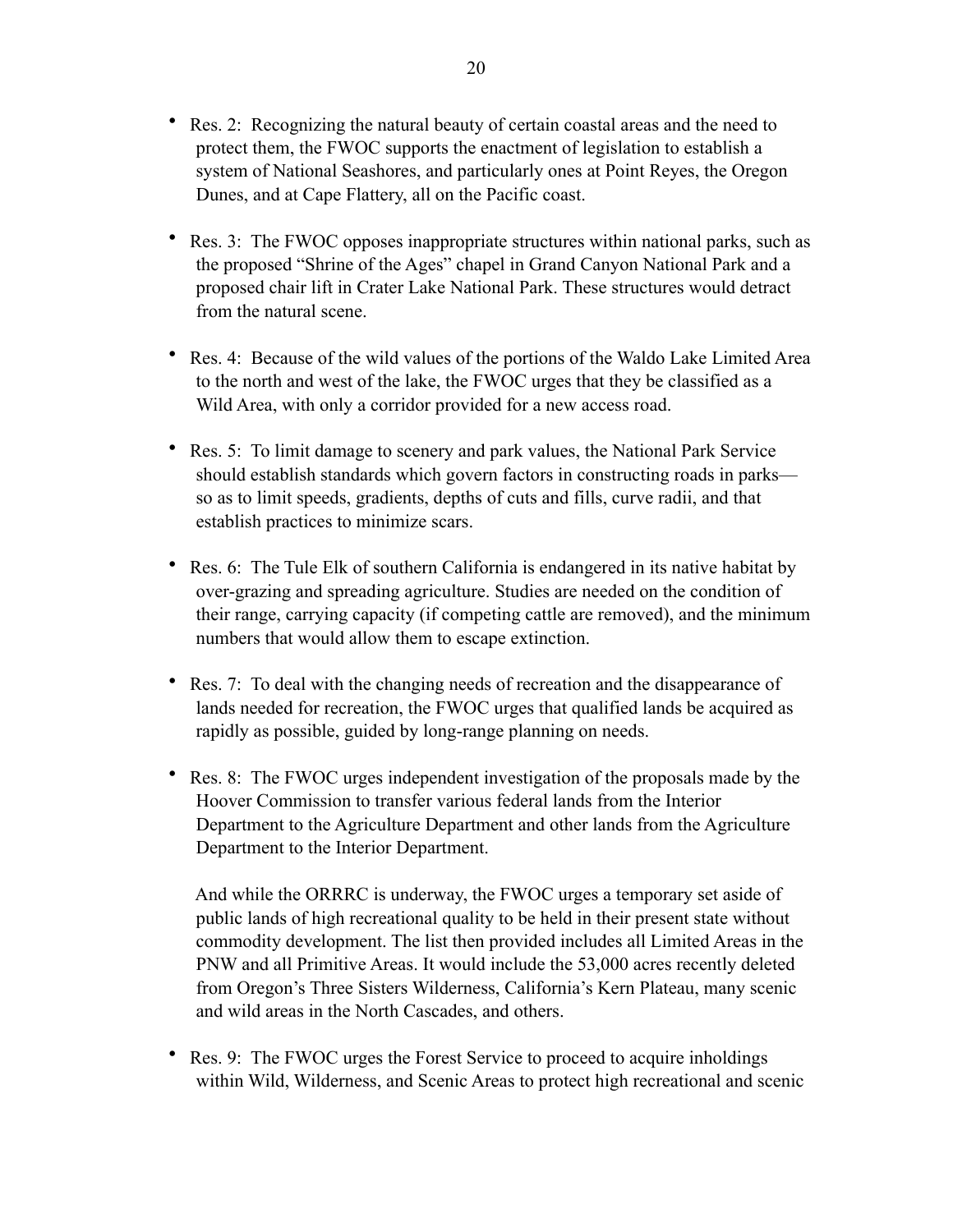- Res. 2: Recognizing the natural beauty of certain coastal areas and the need to protect them, the FWOC supports the enactment of legislation to establish a system of National Seashores, and particularly ones at Point Reyes, the Oregon Dunes, and at Cape Flattery, all on the Pacific coast.

- Res. 3: The FWOC opposes inappropriate structures within national parks, such as the proposed "Shrine of the Ages" chapel in Grand Canyon National Park and a proposed chair lift in Crater Lake National Park. These structures would detract from the natural scene.

- Res. 4: Because of the wild values of the portions of the Waldo Lake Limited Area to the north and west of the lake, the FWOC urges that they be classified as a Wild Area, with only a corridor provided for a new access road.

- Res. 5: To limit damage to scenery and park values, the National Park Service should establish standards which govern factors in constructing roads in parks—so as to limit speeds, gradients, depths of cuts and fills, curve radii, and that establish practices to minimize scars.

- Res. 6: The Tule Elk of southern California is endangered in its native habitat by over-grazing and spreading agriculture. Studies are needed on the condition of their range, carrying capacity (if competing cattle are removed), and the minimum numbers that would allow them to escape extinction.

- Res. 7: To deal with the changing needs of recreation and the disappearance of lands needed for recreation, the FWOC urges that qualified lands be acquired as rapidly as possible, guided by long-range planning on needs.

- Res. 8: The FWOC urges independent investigation of the proposals made by the Hoover Commission to transfer various federal lands from the Interior Department to the Agriculture Department and other lands from the Agriculture Department to the Interior Department.

  And while the ORRRC is underway, the FWOC urges a temporary set aside of public lands of high recreational quality to be held in their present state without commodity development. The list then provided includes all Limited Areas in the PNW and all Primitive Areas. It would include the 53,000 acres recently deleted from Oregon's Three Sisters Wilderness, California's Kern Plateau, many scenic and wild areas in the North Cascades, and others.

- Res. 9: The FWOC urges the Forest Service to proceed to acquire inholdings within Wild, Wilderness, and Scenic Areas to protect high recreational and scenic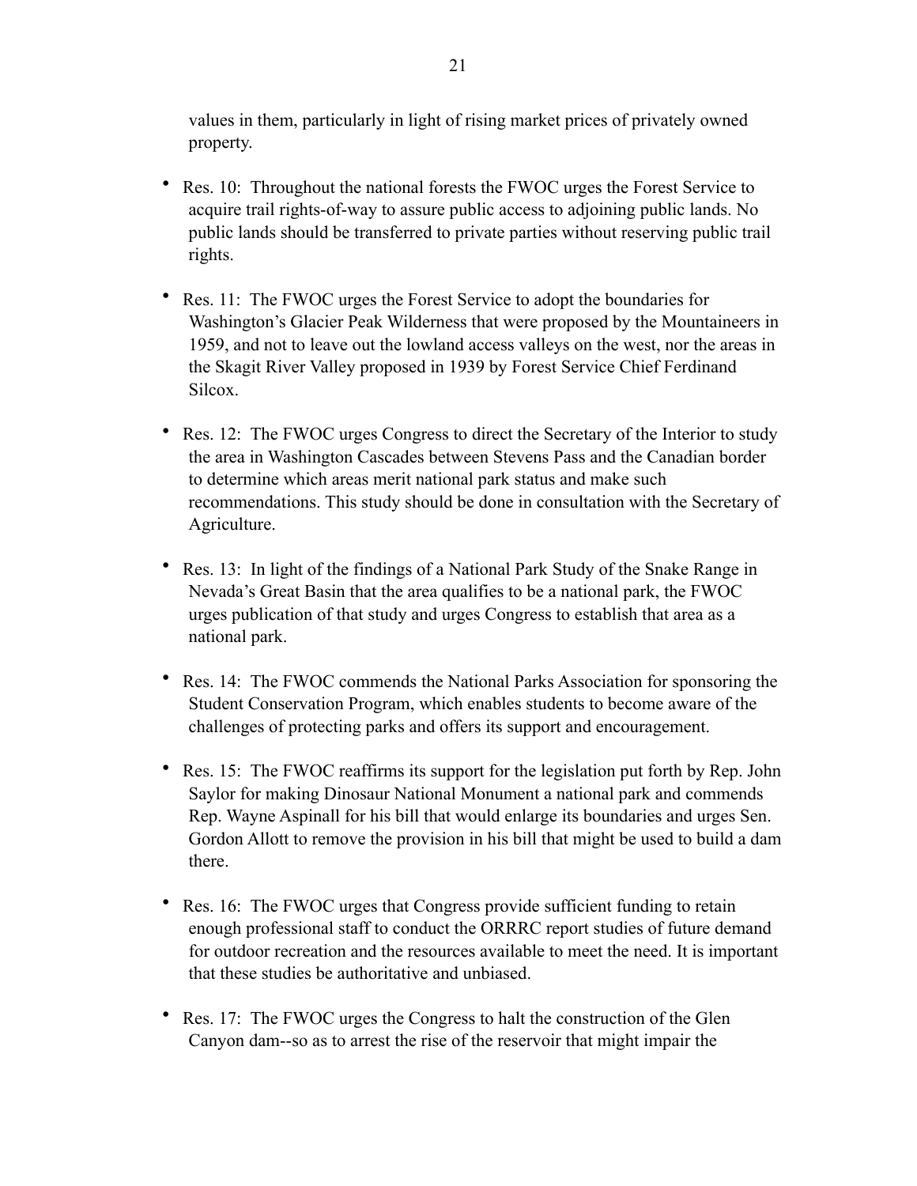values in them, particularly in light of rising market prices of privately owned property.

- Res. 10: Throughout the national forests the FWOC urges the Forest Service to acquire trail rights-of-way to assure public access to adjoining public lands. No public lands should be transferred to private parties without reserving public trail rights.

- Res. 11: The FWOC urges the Forest Service to adopt the boundaries for Washington's Glacier Peak Wilderness that were proposed by the Mountaineers in 1959, and not to leave out the lowland access valleys on the west, nor the areas in the Skagit River Valley proposed in 1939 by Forest Service Chief Ferdinand Silcox.

- Res. 12: The FWOC urges Congress to direct the Secretary of the Interior to study the area in Washington Cascades between Stevens Pass and the Canadian border to determine which areas merit national park status and make such recommendations. This study should be done in consultation with the Secretary of Agriculture.

- Res. 13: In light of the findings of a National Park Study of the Snake Range in Nevada's Great Basin that the area qualifies to be a national park, the FWOC urges publication of that study and urges Congress to establish that area as a national park.

- Res. 14: The FWOC commends the National Parks Association for sponsoring the Student Conservation Program, which enables students to become aware of the challenges of protecting parks and offers its support and encouragement.

- Res. 15: The FWOC reaffirms its support for the legislation put forth by Rep. John Saylor for making Dinosaur National Monument a national park and commends Rep. Wayne Aspinall for his bill that would enlarge its boundaries and urges Sen. Gordon Allott to remove the provision in his bill that might be used to build a dam there.

- Res. 16: The FWOC urges that Congress provide sufficient funding to retain enough professional staff to conduct the ORRRC report studies of future demand for outdoor recreation and the resources available to meet the need. It is important that these studies be authoritative and unbiased.

- Res. 17: The FWOC urges the Congress to halt the construction of the Glen Canyon dam--so as to arrest the rise of the reservoir that might impair the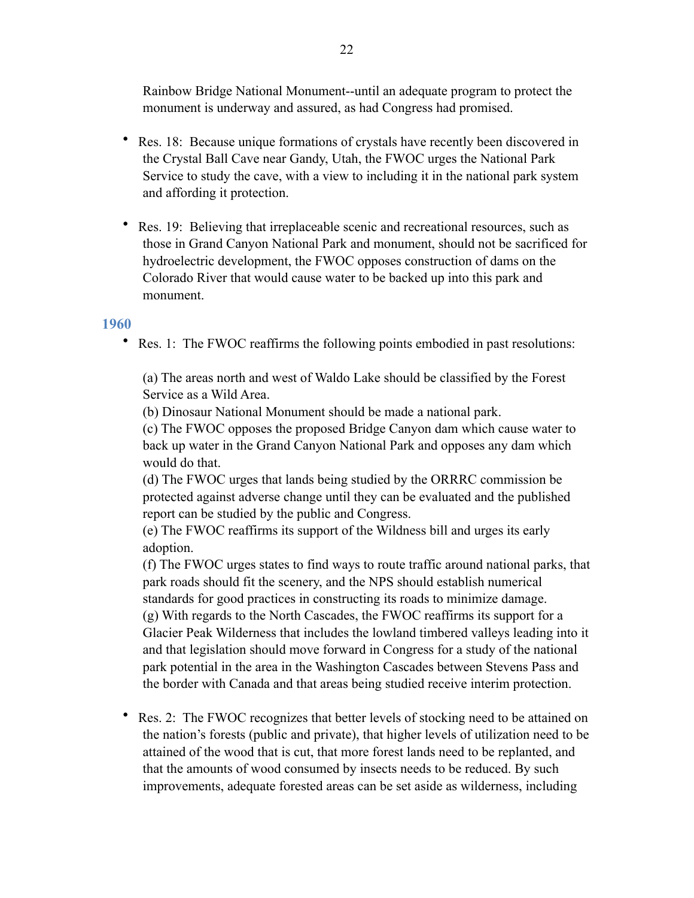Rainbow Bridge National Monument--until an adequate program to protect the monument is underway and assured, as had Congress had promised.

- Res. 18: Because unique formations of crystals have recently been discovered in the Crystal Ball Cave near Gandy, Utah, the FWOC urges the National Park Service to study the cave, with a view to including it in the national park system and affording it protection.

- Res. 19: Believing that irreplaceable scenic and recreational resources, such as those in Grand Canyon National Park and monument, should not be sacrificed for hydroelectric development, the FWOC opposes construction of dams on the Colorado River that would cause water to be backed up into this park and monument.

### 1960

- Res. 1: The FWOC reaffirms the following points embodied in past resolutions:

  (a) The areas north and west of Waldo Lake should be classified by the Forest Service as a Wild Area.
  (b) Dinosaur National Monument should be made a national park.
  (c) The FWOC opposes the proposed Bridge Canyon dam which cause water to back up water in the Grand Canyon National Park and opposes any dam which would do that.
  (d) The FWOC urges that lands being studied by the ORRRC commission be protected against adverse change until they can be evaluated and the published report can be studied by the public and Congress.
  (e) The FWOC reaffirms its support of the Wildness bill and urges its early adoption.
  (f) The FWOC urges states to find ways to route traffic around national parks, that park roads should fit the scenery, and the NPS should establish numerical standards for good practices in constructing its roads to minimize damage.
  (g) With regards to the North Cascades, the FWOC reaffirms its support for a Glacier Peak Wilderness that includes the lowland timbered valleys leading into it and that legislation should move forward in Congress for a study of the national park potential in the area in the Washington Cascades between Stevens Pass and the border with Canada and that areas being studied receive interim protection.

- Res. 2: The FWOC recognizes that better levels of stocking need to be attained on the nation's forests (public and private), that higher levels of utilization need to be attained of the wood that is cut, that more forest lands need to be replanted, and that the amounts of wood consumed by insects needs to be reduced. By such improvements, adequate forested areas can be set aside as wilderness, including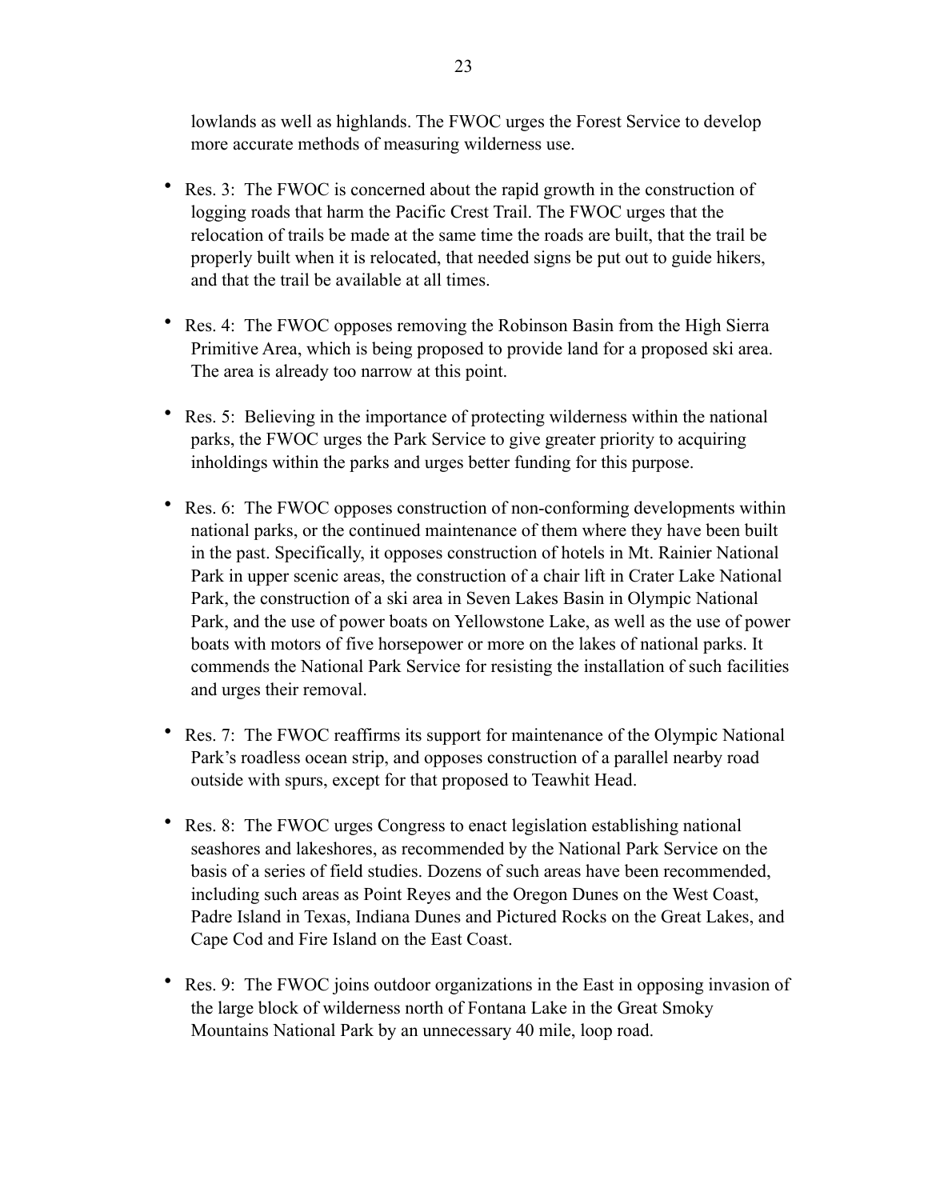lowlands as well as highlands. The FWOC urges the Forest Service to develop more accurate methods of measuring wilderness use.

- Res. 3: The FWOC is concerned about the rapid growth in the construction of logging roads that harm the Pacific Crest Trail. The FWOC urges that the relocation of trails be made at the same time the roads are built, that the trail be properly built when it is relocated, that needed signs be put out to guide hikers, and that the trail be available at all times.

- Res. 4: The FWOC opposes removing the Robinson Basin from the High Sierra Primitive Area, which is being proposed to provide land for a proposed ski area. The area is already too narrow at this point.

- Res. 5: Believing in the importance of protecting wilderness within the national parks, the FWOC urges the Park Service to give greater priority to acquiring inholdings within the parks and urges better funding for this purpose.

- Res. 6: The FWOC opposes construction of non-conforming developments within national parks, or the continued maintenance of them where they have been built in the past. Specifically, it opposes construction of hotels in Mt. Rainier National Park in upper scenic areas, the construction of a chair lift in Crater Lake National Park, the construction of a ski area in Seven Lakes Basin in Olympic National Park, and the use of power boats on Yellowstone Lake, as well as the use of power boats with motors of five horsepower or more on the lakes of national parks. It commends the National Park Service for resisting the installation of such facilities and urges their removal.

- Res. 7: The FWOC reaffirms its support for maintenance of the Olympic National Park's roadless ocean strip, and opposes construction of a parallel nearby road outside with spurs, except for that proposed to Teawhit Head.

- Res. 8: The FWOC urges Congress to enact legislation establishing national seashores and lakeshores, as recommended by the National Park Service on the basis of a series of field studies. Dozens of such areas have been recommended, including such areas as Point Reyes and the Oregon Dunes on the West Coast, Padre Island in Texas, Indiana Dunes and Pictured Rocks on the Great Lakes, and Cape Cod and Fire Island on the East Coast.

- Res. 9: The FWOC joins outdoor organizations in the East in opposing invasion of the large block of wilderness north of Fontana Lake in the Great Smoky Mountains National Park by an unnecessary 40 mile, loop road.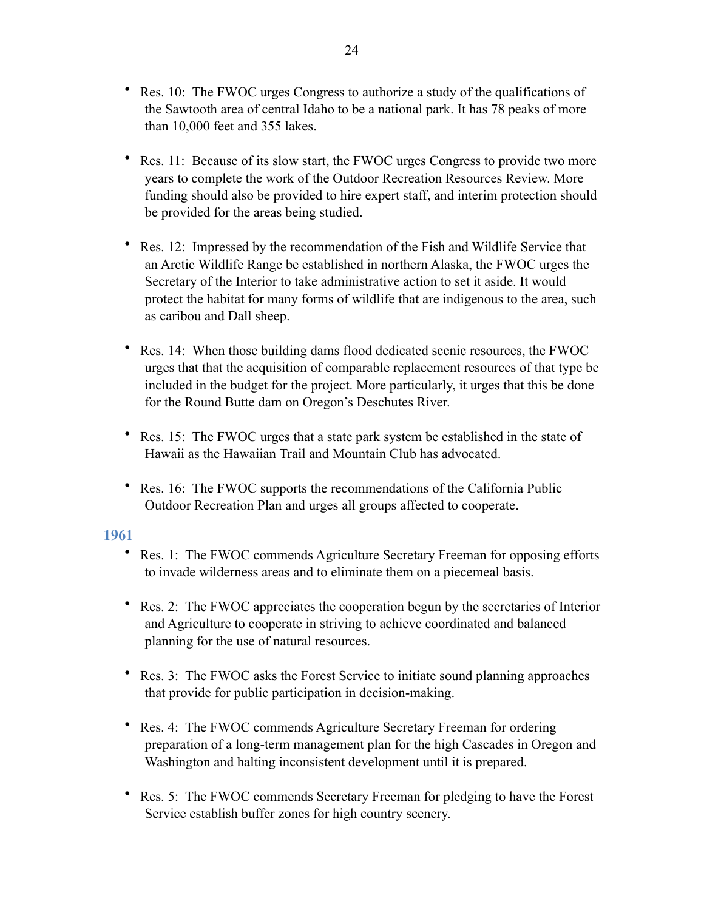- Res. 10: The FWOC urges Congress to authorize a study of the qualifications of the Sawtooth area of central Idaho to be a national park. It has 78 peaks of more than 10,000 feet and 355 lakes.

- Res. 11: Because of its slow start, the FWOC urges Congress to provide two more years to complete the work of the Outdoor Recreation Resources Review. More funding should also be provided to hire expert staff, and interim protection should be provided for the areas being studied.

- Res. 12: Impressed by the recommendation of the Fish and Wildlife Service that an Arctic Wildlife Range be established in northern Alaska, the FWOC urges the Secretary of the Interior to take administrative action to set it aside. It would protect the habitat for many forms of wildlife that are indigenous to the area, such as caribou and Dall sheep.

- Res. 14: When those building dams flood dedicated scenic resources, the FWOC urges that that the acquisition of comparable replacement resources of that type be included in the budget for the project. More particularly, it urges that this be done for the Round Butte dam on Oregon's Deschutes River.

- Res. 15: The FWOC urges that a state park system be established in the state of Hawaii as the Hawaiian Trail and Mountain Club has advocated.

- Res. 16: The FWOC supports the recommendations of the California Public Outdoor Recreation Plan and urges all groups affected to cooperate.

### 1961

- Res. 1: The FWOC commends Agriculture Secretary Freeman for opposing efforts to invade wilderness areas and to eliminate them on a piecemeal basis.

- Res. 2: The FWOC appreciates the cooperation begun by the secretaries of Interior and Agriculture to cooperate in striving to achieve coordinated and balanced planning for the use of natural resources.

- Res. 3: The FWOC asks the Forest Service to initiate sound planning approaches that provide for public participation in decision-making.

- Res. 4: The FWOC commends Agriculture Secretary Freeman for ordering preparation of a long-term management plan for the high Cascades in Oregon and Washington and halting inconsistent development until it is prepared.

- Res. 5: The FWOC commends Secretary Freeman for pledging to have the Forest Service establish buffer zones for high country scenery.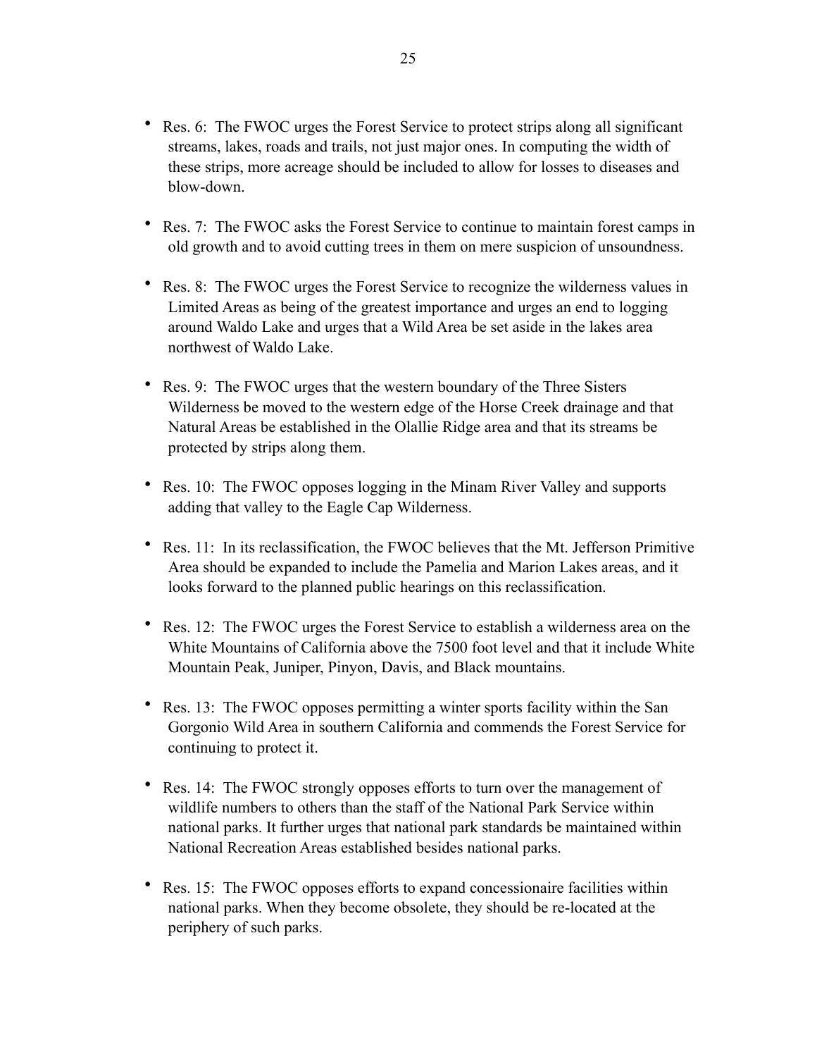- Res. 6: The FWOC urges the Forest Service to protect strips along all significant streams, lakes, roads and trails, not just major ones. In computing the width of these strips, more acreage should be included to allow for losses to diseases and blow-down.

- Res. 7: The FWOC asks the Forest Service to continue to maintain forest camps in old growth and to avoid cutting trees in them on mere suspicion of unsoundness.

- Res. 8: The FWOC urges the Forest Service to recognize the wilderness values in Limited Areas as being of the greatest importance and urges an end to logging around Waldo Lake and urges that a Wild Area be set aside in the lakes area northwest of Waldo Lake.

- Res. 9: The FWOC urges that the western boundary of the Three Sisters Wilderness be moved to the western edge of the Horse Creek drainage and that Natural Areas be established in the Olallie Ridge area and that its streams be protected by strips along them.

- Res. 10: The FWOC opposes logging in the Minam River Valley and supports adding that valley to the Eagle Cap Wilderness.

- Res. 11: In its reclassification, the FWOC believes that the Mt. Jefferson Primitive Area should be expanded to include the Pamelia and Marion Lakes areas, and it looks forward to the planned public hearings on this reclassification.

- Res. 12: The FWOC urges the Forest Service to establish a wilderness area on the White Mountains of California above the 7500 foot level and that it include White Mountain Peak, Juniper, Pinyon, Davis, and Black mountains.

- Res. 13: The FWOC opposes permitting a winter sports facility within the San Gorgonio Wild Area in southern California and commends the Forest Service for continuing to protect it.

- Res. 14: The FWOC strongly opposes efforts to turn over the management of wildlife numbers to others than the staff of the National Park Service within national parks. It further urges that national park standards be maintained within National Recreation Areas established besides national parks.

- Res. 15: The FWOC opposes efforts to expand concessionaire facilities within national parks. When they become obsolete, they should be re-located at the periphery of such parks.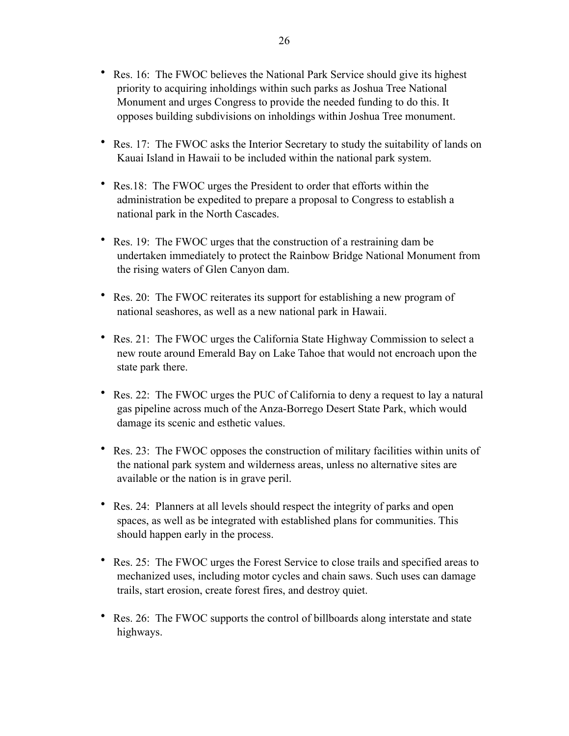- Res. 16: The FWOC believes the National Park Service should give its highest priority to acquiring inholdings within such parks as Joshua Tree National Monument and urges Congress to provide the needed funding to do this. It opposes building subdivisions on inholdings within Joshua Tree monument.

- Res. 17: The FWOC asks the Interior Secretary to study the suitability of lands on Kauai Island in Hawaii to be included within the national park system.

- Res.18: The FWOC urges the President to order that efforts within the administration be expedited to prepare a proposal to Congress to establish a national park in the North Cascades.

- Res. 19: The FWOC urges that the construction of a restraining dam be undertaken immediately to protect the Rainbow Bridge National Monument from the rising waters of Glen Canyon dam.

- Res. 20: The FWOC reiterates its support for establishing a new program of national seashores, as well as a new national park in Hawaii.

- Res. 21: The FWOC urges the California State Highway Commission to select a new route around Emerald Bay on Lake Tahoe that would not encroach upon the state park there.

- Res. 22: The FWOC urges the PUC of California to deny a request to lay a natural gas pipeline across much of the Anza-Borrego Desert State Park, which would damage its scenic and esthetic values.

- Res. 23: The FWOC opposes the construction of military facilities within units of the national park system and wilderness areas, unless no alternative sites are available or the nation is in grave peril.

- Res. 24: Planners at all levels should respect the integrity of parks and open spaces, as well as be integrated with established plans for communities. This should happen early in the process.

- Res. 25: The FWOC urges the Forest Service to close trails and specified areas to mechanized uses, including motor cycles and chain saws. Such uses can damage trails, start erosion, create forest fires, and destroy quiet.

- Res. 26: The FWOC supports the control of billboards along interstate and state highways.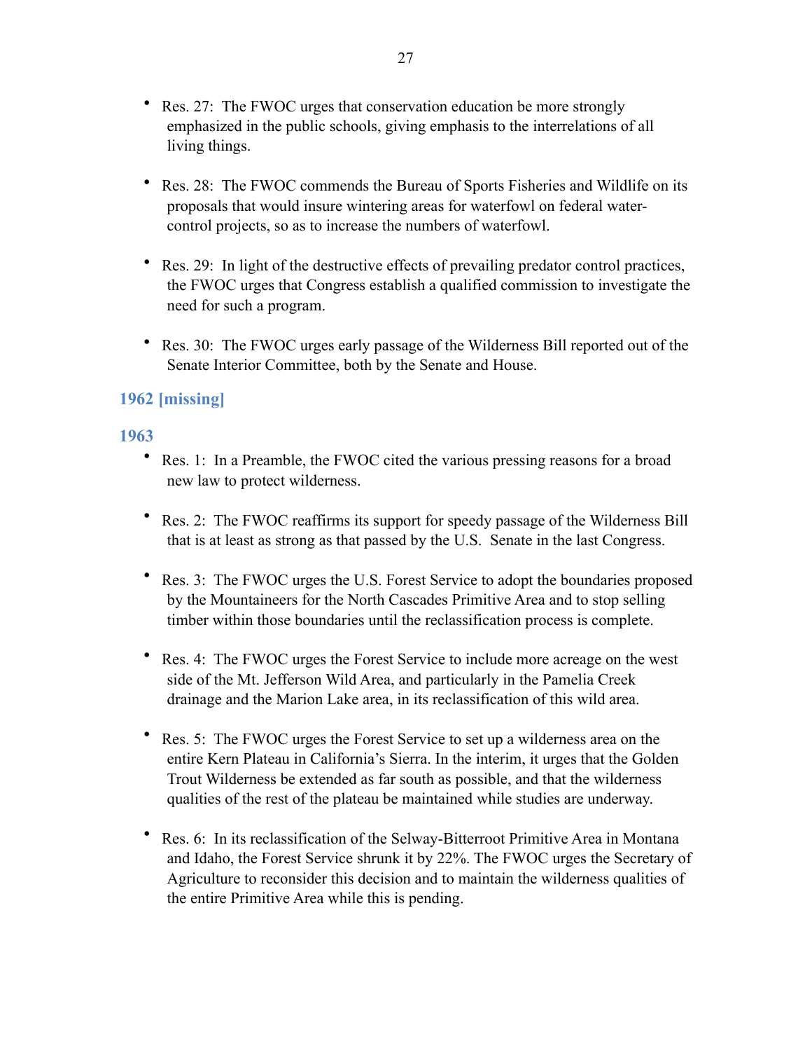- Res. 27: The FWOC urges that conservation education be more strongly emphasized in the public schools, giving emphasis to the interrelations of all living things.

- Res. 28: The FWOC commends the Bureau of Sports Fisheries and Wildlife on its proposals that would insure wintering areas for waterfowl on federal water-control projects, so as to increase the numbers of waterfowl.

- Res. 29: In light of the destructive effects of prevailing predator control practices, the FWOC urges that Congress establish a qualified commission to investigate the need for such a program.

- Res. 30: The FWOC urges early passage of the Wilderness Bill reported out of the Senate Interior Committee, both by the Senate and House.

### 1962 [missing]

### 1963

- Res. 1: In a Preamble, the FWOC cited the various pressing reasons for a broad new law to protect wilderness.

- Res. 2: The FWOC reaffirms its support for speedy passage of the Wilderness Bill that is at least as strong as that passed by the U.S. Senate in the last Congress.

- Res. 3: The FWOC urges the U.S. Forest Service to adopt the boundaries proposed by the Mountaineers for the North Cascades Primitive Area and to stop selling timber within those boundaries until the reclassification process is complete.

- Res. 4: The FWOC urges the Forest Service to include more acreage on the west side of the Mt. Jefferson Wild Area, and particularly in the Pamelia Creek drainage and the Marion Lake area, in its reclassification of this wild area.

- Res. 5: The FWOC urges the Forest Service to set up a wilderness area on the entire Kern Plateau in California's Sierra. In the interim, it urges that the Golden Trout Wilderness be extended as far south as possible, and that the wilderness qualities of the rest of the plateau be maintained while studies are underway.

- Res. 6: In its reclassification of the Selway-Bitterroot Primitive Area in Montana and Idaho, the Forest Service shrunk it by 22%. The FWOC urges the Secretary of Agriculture to reconsider this decision and to maintain the wilderness qualities of the entire Primitive Area while this is pending.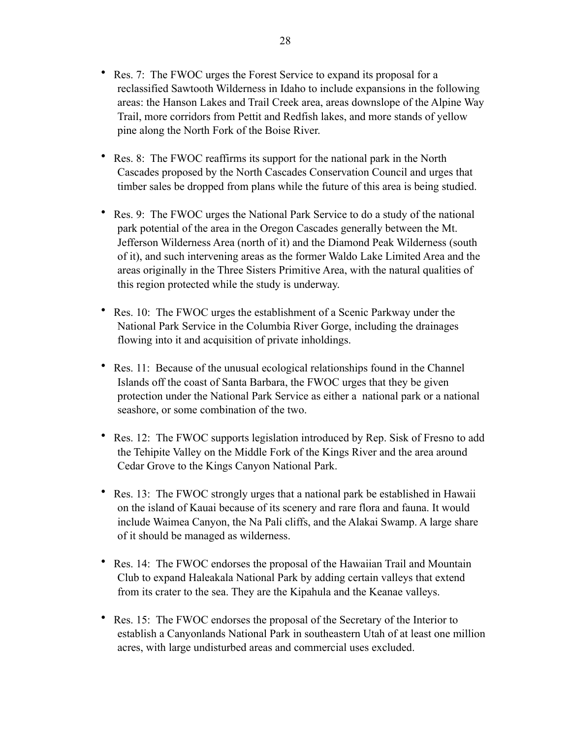- Res. 7: The FWOC urges the Forest Service to expand its proposal for a reclassified Sawtooth Wilderness in Idaho to include expansions in the following areas: the Hanson Lakes and Trail Creek area, areas downslope of the Alpine Way Trail, more corridors from Pettit and Redfish lakes, and more stands of yellow pine along the North Fork of the Boise River.

- Res. 8: The FWOC reaffirms its support for the national park in the North Cascades proposed by the North Cascades Conservation Council and urges that timber sales be dropped from plans while the future of this area is being studied.

- Res. 9: The FWOC urges the National Park Service to do a study of the national park potential of the area in the Oregon Cascades generally between the Mt. Jefferson Wilderness Area (north of it) and the Diamond Peak Wilderness (south of it), and such intervening areas as the former Waldo Lake Limited Area and the areas originally in the Three Sisters Primitive Area, with the natural qualities of this region protected while the study is underway.

- Res. 10: The FWOC urges the establishment of a Scenic Parkway under the National Park Service in the Columbia River Gorge, including the drainages flowing into it and acquisition of private inholdings.

- Res. 11: Because of the unusual ecological relationships found in the Channel Islands off the coast of Santa Barbara, the FWOC urges that they be given protection under the National Park Service as either a national park or a national seashore, or some combination of the two.

- Res. 12: The FWOC supports legislation introduced by Rep. Sisk of Fresno to add the Tehipite Valley on the Middle Fork of the Kings River and the area around Cedar Grove to the Kings Canyon National Park.

- Res. 13: The FWOC strongly urges that a national park be established in Hawaii on the island of Kauai because of its scenery and rare flora and fauna. It would include Waimea Canyon, the Na Pali cliffs, and the Alakai Swamp. A large share of it should be managed as wilderness.

- Res. 14: The FWOC endorses the proposal of the Hawaiian Trail and Mountain Club to expand Haleakala National Park by adding certain valleys that extend from its crater to the sea. They are the Kipahula and the Keanae valleys.

- Res. 15: The FWOC endorses the proposal of the Secretary of the Interior to establish a Canyonlands National Park in southeastern Utah of at least one million acres, with large undisturbed areas and commercial uses excluded.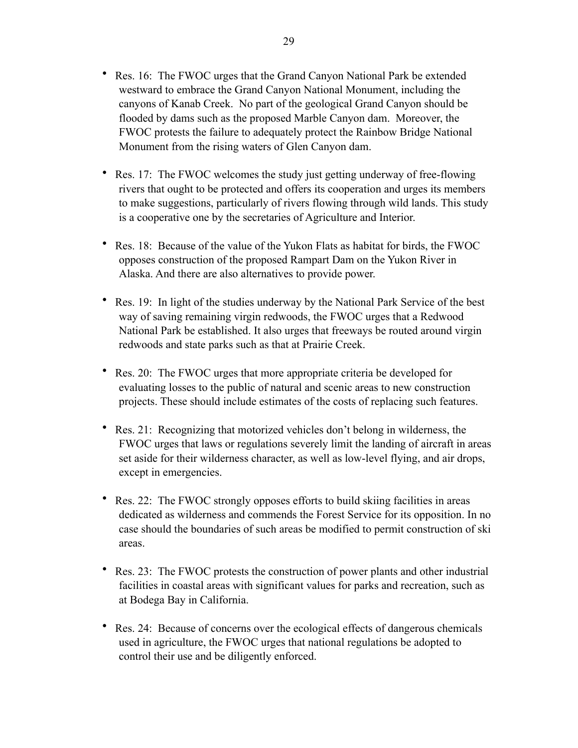- Res. 16: The FWOC urges that the Grand Canyon National Park be extended westward to embrace the Grand Canyon National Monument, including the canyons of Kanab Creek. No part of the geological Grand Canyon should be flooded by dams such as the proposed Marble Canyon dam. Moreover, the FWOC protests the failure to adequately protect the Rainbow Bridge National Monument from the rising waters of Glen Canyon dam.

- Res. 17: The FWOC welcomes the study just getting underway of free-flowing rivers that ought to be protected and offers its cooperation and urges its members to make suggestions, particularly of rivers flowing through wild lands. This study is a cooperative one by the secretaries of Agriculture and Interior.

- Res. 18: Because of the value of the Yukon Flats as habitat for birds, the FWOC opposes construction of the proposed Rampart Dam on the Yukon River in Alaska. And there are also alternatives to provide power.

- Res. 19: In light of the studies underway by the National Park Service of the best way of saving remaining virgin redwoods, the FWOC urges that a Redwood National Park be established. It also urges that freeways be routed around virgin redwoods and state parks such as that at Prairie Creek.

- Res. 20: The FWOC urges that more appropriate criteria be developed for evaluating losses to the public of natural and scenic areas to new construction projects. These should include estimates of the costs of replacing such features.

- Res. 21: Recognizing that motorized vehicles don't belong in wilderness, the FWOC urges that laws or regulations severely limit the landing of aircraft in areas set aside for their wilderness character, as well as low-level flying, and air drops, except in emergencies.

- Res. 22: The FWOC strongly opposes efforts to build skiing facilities in areas dedicated as wilderness and commends the Forest Service for its opposition. In no case should the boundaries of such areas be modified to permit construction of ski areas.

- Res. 23: The FWOC protests the construction of power plants and other industrial facilities in coastal areas with significant values for parks and recreation, such as at Bodega Bay in California.

- Res. 24: Because of concerns over the ecological effects of dangerous chemicals used in agriculture, the FWOC urges that national regulations be adopted to control their use and be diligently enforced.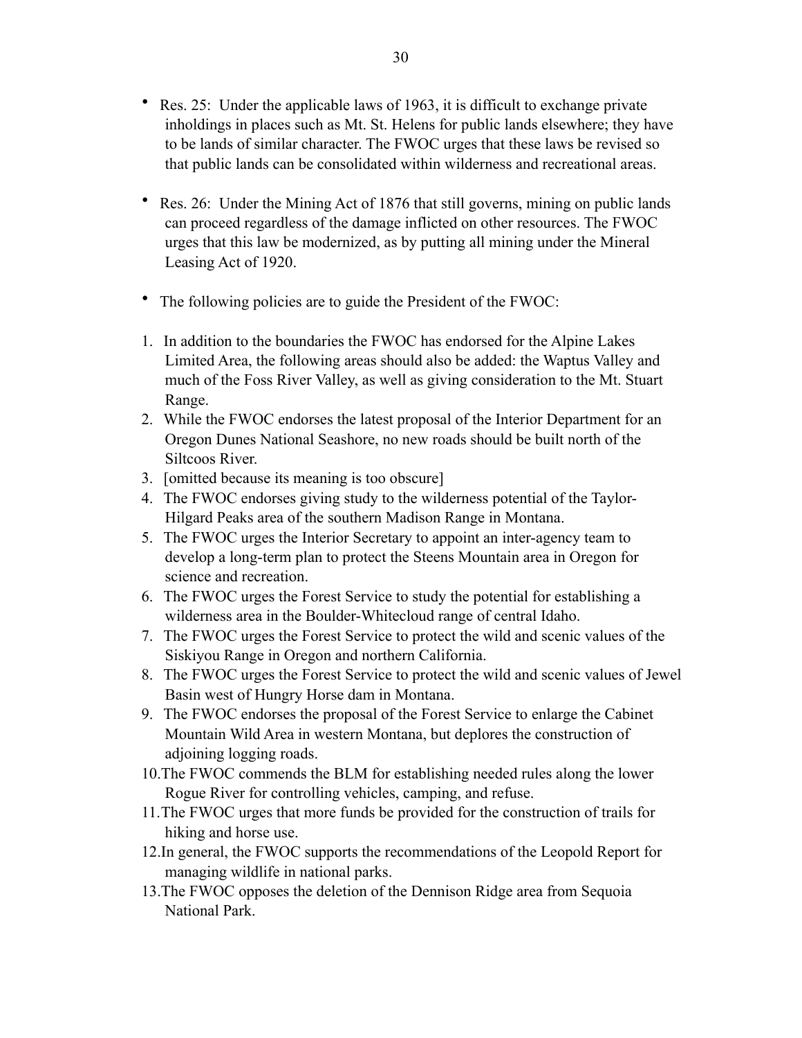- Res. 25: Under the applicable laws of 1963, it is difficult to exchange private inholdings in places such as Mt. St. Helens for public lands elsewhere; they have to be lands of similar character. The FWOC urges that these laws be revised so that public lands can be consolidated within wilderness and recreational areas.

- Res. 26: Under the Mining Act of 1876 that still governs, mining on public lands can proceed regardless of the damage inflicted on other resources. The FWOC urges that this law be modernized, as by putting all mining under the Mineral Leasing Act of 1920.

- The following policies are to guide the President of the FWOC:

1. In addition to the boundaries the FWOC has endorsed for the Alpine Lakes Limited Area, the following areas should also be added: the Waptus Valley and much of the Foss River Valley, as well as giving consideration to the Mt. Stuart Range.
2. While the FWOC endorses the latest proposal of the Interior Department for an Oregon Dunes National Seashore, no new roads should be built north of the Siltcoos River.
3. [omitted because its meaning is too obscure]
4. The FWOC endorses giving study to the wilderness potential of the Taylor-Hilgard Peaks area of the southern Madison Range in Montana.
5. The FWOC urges the Interior Secretary to appoint an inter-agency team to develop a long-term plan to protect the Steens Mountain area in Oregon for science and recreation.
6. The FWOC urges the Forest Service to study the potential for establishing a wilderness area in the Boulder-Whitecloud range of central Idaho.
7. The FWOC urges the Forest Service to protect the wild and scenic values of the Siskiyou Range in Oregon and northern California.
8. The FWOC urges the Forest Service to protect the wild and scenic values of Jewel Basin west of Hungry Horse dam in Montana.
9. The FWOC endorses the proposal of the Forest Service to enlarge the Cabinet Mountain Wild Area in western Montana, but deplores the construction of adjoining logging roads.
10. The FWOC commends the BLM for establishing needed rules along the lower Rogue River for controlling vehicles, camping, and refuse.
11. The FWOC urges that more funds be provided for the construction of trails for hiking and horse use.
12. In general, the FWOC supports the recommendations of the Leopold Report for managing wildlife in national parks.
13. The FWOC opposes the deletion of the Dennison Ridge area from Sequoia National Park.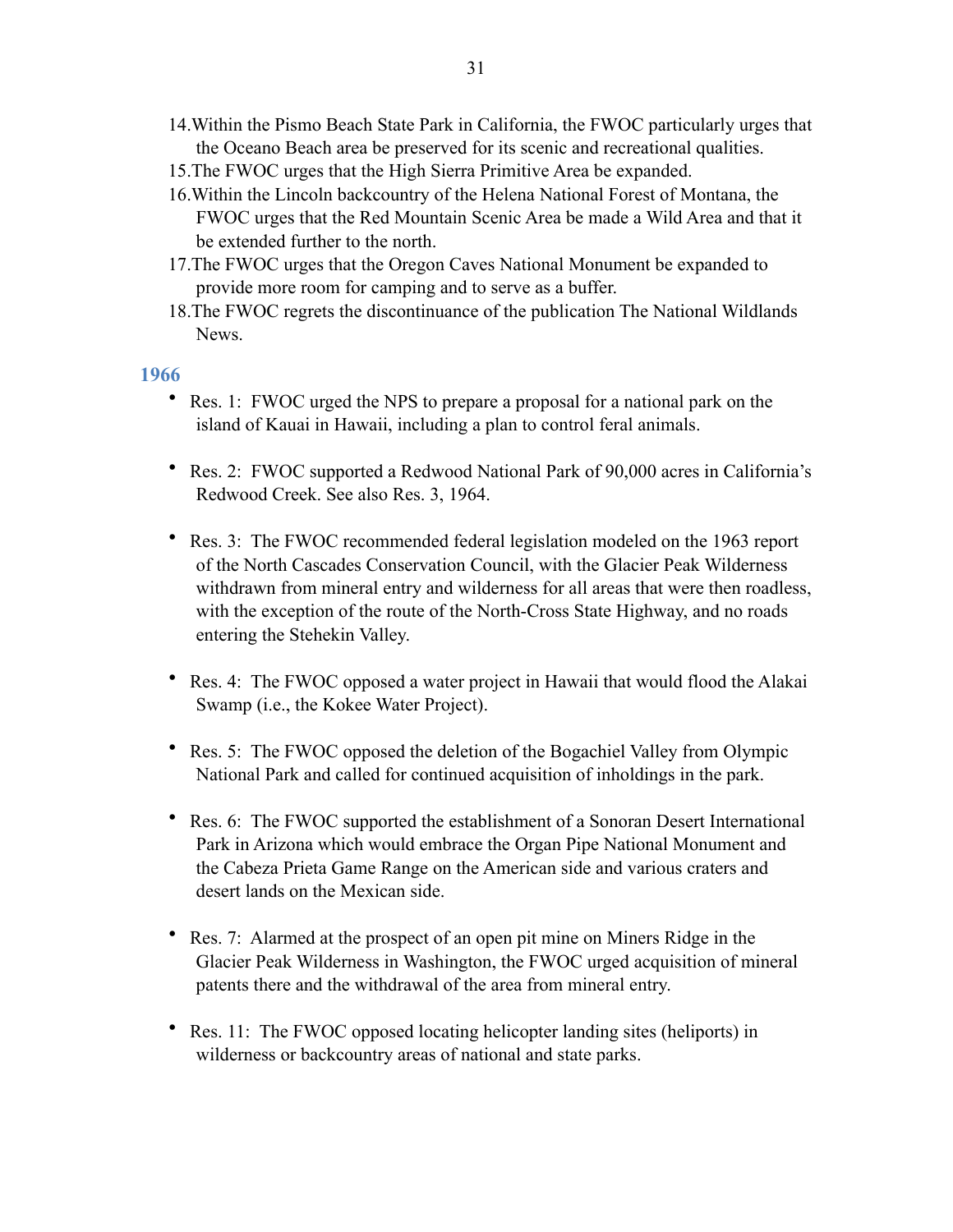14. Within the Pismo Beach State Park in California, the FWOC particularly urges that the Oceano Beach area be preserved for its scenic and recreational qualities.
15. The FWOC urges that the High Sierra Primitive Area be expanded.
16. Within the Lincoln backcountry of the Helena National Forest of Montana, the FWOC urges that the Red Mountain Scenic Area be made a Wild Area and that it be extended further to the north.
17. The FWOC urges that the Oregon Caves National Monument be expanded to provide more room for camping and to serve as a buffer.
18. The FWOC regrets the discontinuance of the publication The National Wildlands News.

### 1966

- Res. 1: FWOC urged the NPS to prepare a proposal for a national park on the island of Kauai in Hawaii, including a plan to control feral animals.

- Res. 2: FWOC supported a Redwood National Park of 90,000 acres in California's Redwood Creek. See also Res. 3, 1964.

- Res. 3: The FWOC recommended federal legislation modeled on the 1963 report of the North Cascades Conservation Council, with the Glacier Peak Wilderness withdrawn from mineral entry and wilderness for all areas that were then roadless, with the exception of the route of the North-Cross State Highway, and no roads entering the Stehekin Valley.

- Res. 4: The FWOC opposed a water project in Hawaii that would flood the Alakai Swamp (i.e., the Kokee Water Project).

- Res. 5: The FWOC opposed the deletion of the Bogachiel Valley from Olympic National Park and called for continued acquisition of inholdings in the park.

- Res. 6: The FWOC supported the establishment of a Sonoran Desert International Park in Arizona which would embrace the Organ Pipe National Monument and the Cabeza Prieta Game Range on the American side and various craters and desert lands on the Mexican side.

- Res. 7: Alarmed at the prospect of an open pit mine on Miners Ridge in the Glacier Peak Wilderness in Washington, the FWOC urged acquisition of mineral patents there and the withdrawal of the area from mineral entry.

- Res. 11: The FWOC opposed locating helicopter landing sites (heliports) in wilderness or backcountry areas of national and state parks.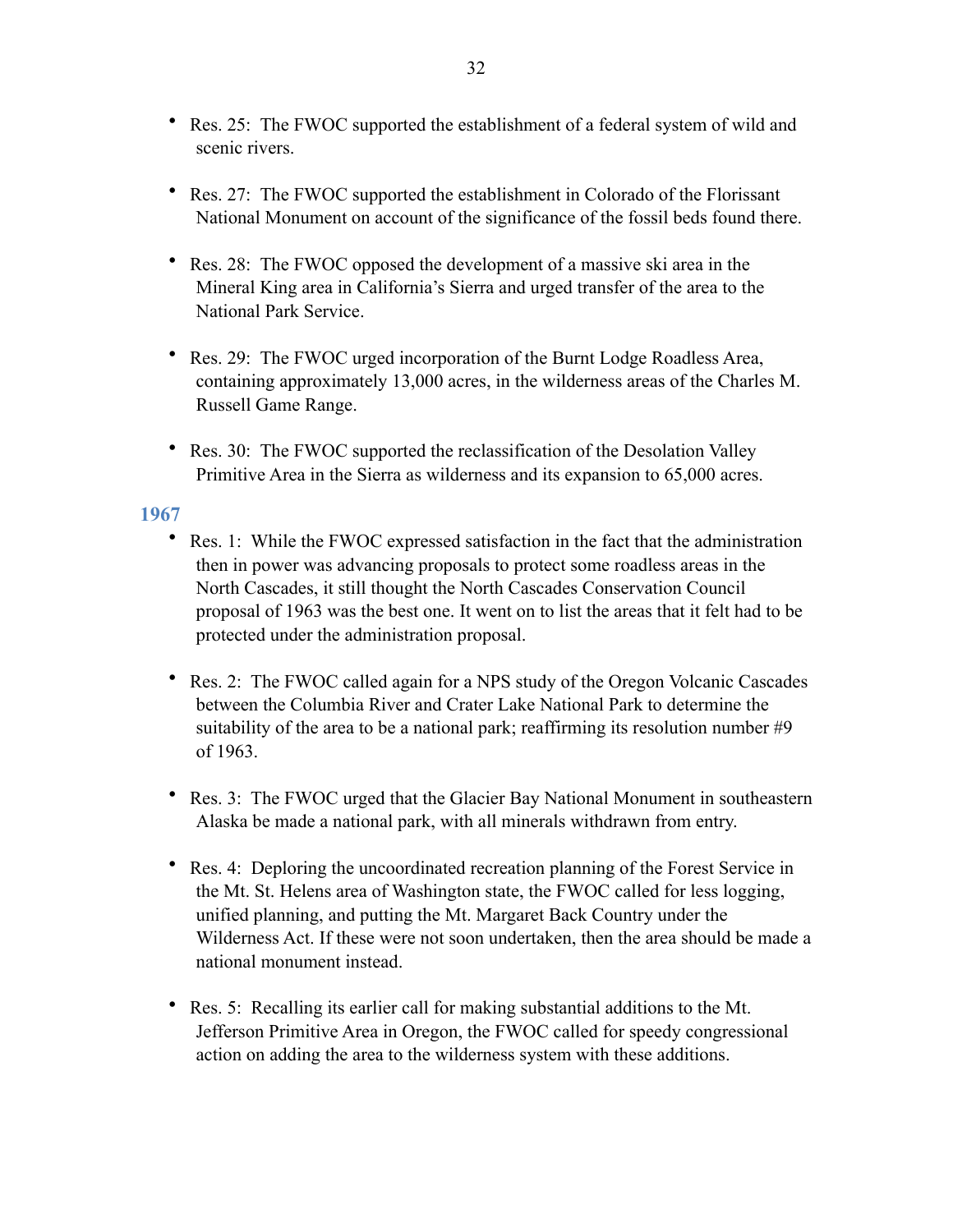- Res. 25: The FWOC supported the establishment of a federal system of wild and scenic rivers.

- Res. 27: The FWOC supported the establishment in Colorado of the Florissant National Monument on account of the significance of the fossil beds found there.

- Res. 28: The FWOC opposed the development of a massive ski area in the Mineral King area in California's Sierra and urged transfer of the area to the National Park Service.

- Res. 29: The FWOC urged incorporation of the Burnt Lodge Roadless Area, containing approximately 13,000 acres, in the wilderness areas of the Charles M. Russell Game Range.

- Res. 30: The FWOC supported the reclassification of the Desolation Valley Primitive Area in the Sierra as wilderness and its expansion to 65,000 acres.

### 1967

- Res. 1: While the FWOC expressed satisfaction in the fact that the administration then in power was advancing proposals to protect some roadless areas in the North Cascades, it still thought the North Cascades Conservation Council proposal of 1963 was the best one. It went on to list the areas that it felt had to be protected under the administration proposal.

- Res. 2: The FWOC called again for a NPS study of the Oregon Volcanic Cascades between the Columbia River and Crater Lake National Park to determine the suitability of the area to be a national park; reaffirming its resolution number #9 of 1963.

- Res. 3: The FWOC urged that the Glacier Bay National Monument in southeastern Alaska be made a national park, with all minerals withdrawn from entry.

- Res. 4: Deploring the uncoordinated recreation planning of the Forest Service in the Mt. St. Helens area of Washington state, the FWOC called for less logging, unified planning, and putting the Mt. Margaret Back Country under the Wilderness Act. If these were not soon undertaken, then the area should be made a national monument instead.

- Res. 5: Recalling its earlier call for making substantial additions to the Mt. Jefferson Primitive Area in Oregon, the FWOC called for speedy congressional action on adding the area to the wilderness system with these additions.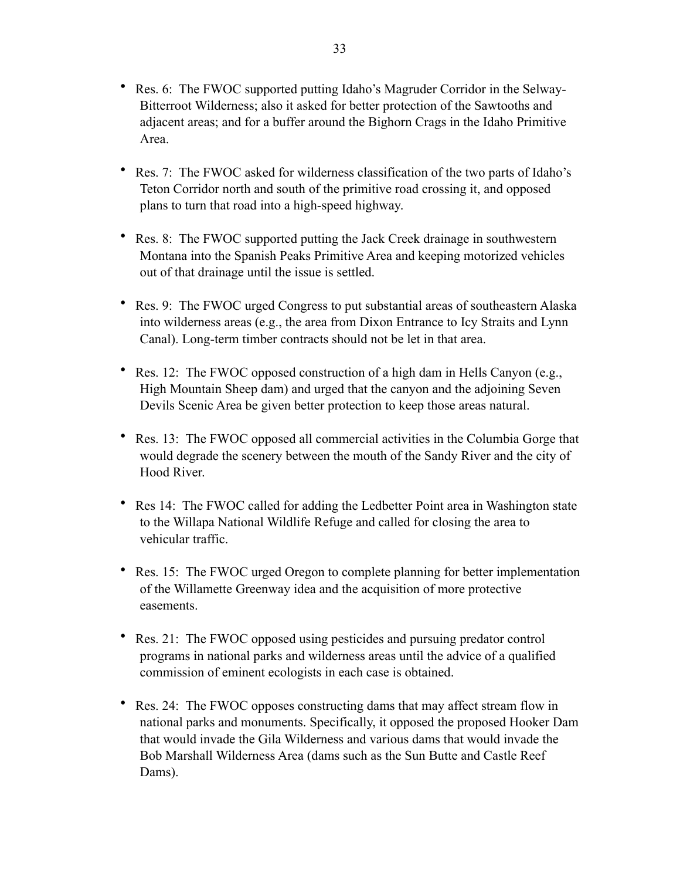- Res. 6: The FWOC supported putting Idaho's Magruder Corridor in the Selway-Bitterroot Wilderness; also it asked for better protection of the Sawtooths and adjacent areas; and for a buffer around the Bighorn Crags in the Idaho Primitive Area.

- Res. 7: The FWOC asked for wilderness classification of the two parts of Idaho's Teton Corridor north and south of the primitive road crossing it, and opposed plans to turn that road into a high-speed highway.

- Res. 8: The FWOC supported putting the Jack Creek drainage in southwestern Montana into the Spanish Peaks Primitive Area and keeping motorized vehicles out of that drainage until the issue is settled.

- Res. 9: The FWOC urged Congress to put substantial areas of southeastern Alaska into wilderness areas (e.g., the area from Dixon Entrance to Icy Straits and Lynn Canal). Long-term timber contracts should not be let in that area.

- Res. 12: The FWOC opposed construction of a high dam in Hells Canyon (e.g., High Mountain Sheep dam) and urged that the canyon and the adjoining Seven Devils Scenic Area be given better protection to keep those areas natural.

- Res. 13: The FWOC opposed all commercial activities in the Columbia Gorge that would degrade the scenery between the mouth of the Sandy River and the city of Hood River.

- Res 14: The FWOC called for adding the Ledbetter Point area in Washington state to the Willapa National Wildlife Refuge and called for closing the area to vehicular traffic.

- Res. 15: The FWOC urged Oregon to complete planning for better implementation of the Willamette Greenway idea and the acquisition of more protective easements.

- Res. 21: The FWOC opposed using pesticides and pursuing predator control programs in national parks and wilderness areas until the advice of a qualified commission of eminent ecologists in each case is obtained.

- Res. 24: The FWOC opposes constructing dams that may affect stream flow in national parks and monuments. Specifically, it opposed the proposed Hooker Dam that would invade the Gila Wilderness and various dams that would invade the Bob Marshall Wilderness Area (dams such as the Sun Butte and Castle Reef Dams).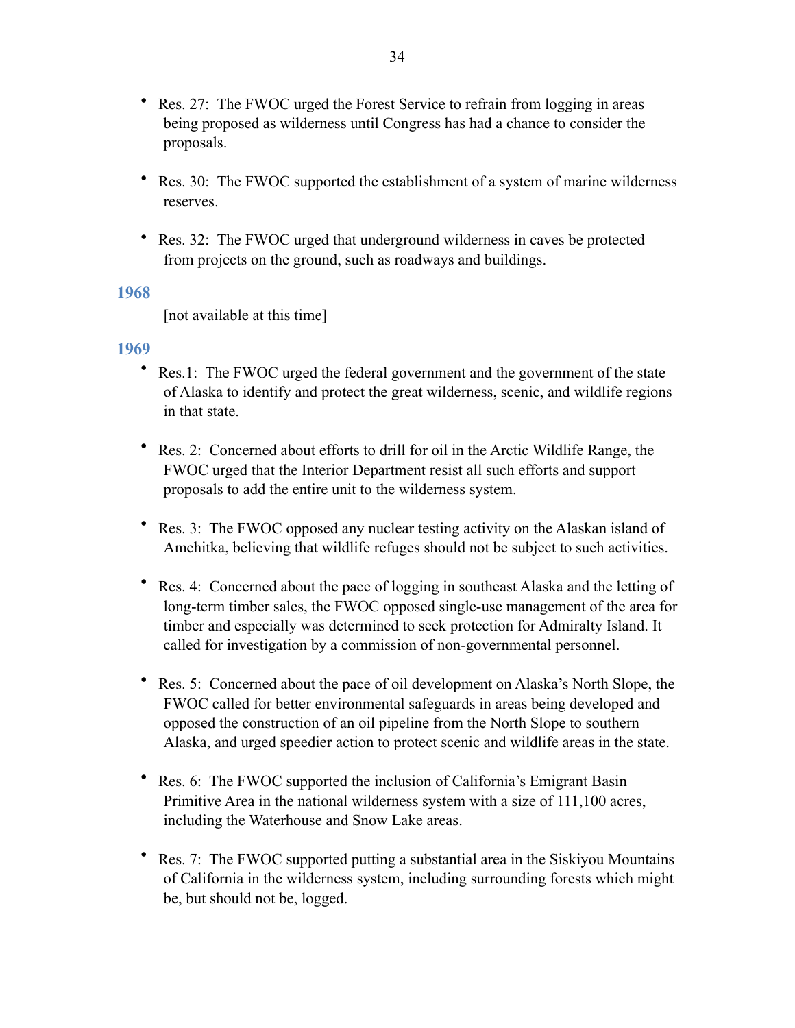- Res. 27: The FWOC urged the Forest Service to refrain from logging in areas being proposed as wilderness until Congress has had a chance to consider the proposals.

- Res. 30: The FWOC supported the establishment of a system of marine wilderness reserves.

- Res. 32: The FWOC urged that underground wilderness in caves be protected from projects on the ground, such as roadways and buildings.

### 1968

[not available at this time]

### 1969

- Res.1: The FWOC urged the federal government and the government of the state of Alaska to identify and protect the great wilderness, scenic, and wildlife regions in that state.

- Res. 2: Concerned about efforts to drill for oil in the Arctic Wildlife Range, the FWOC urged that the Interior Department resist all such efforts and support proposals to add the entire unit to the wilderness system.

- Res. 3: The FWOC opposed any nuclear testing activity on the Alaskan island of Amchitka, believing that wildlife refuges should not be subject to such activities.

- Res. 4: Concerned about the pace of logging in southeast Alaska and the letting of long-term timber sales, the FWOC opposed single-use management of the area for timber and especially was determined to seek protection for Admiralty Island. It called for investigation by a commission of non-governmental personnel.

- Res. 5: Concerned about the pace of oil development on Alaska's North Slope, the FWOC called for better environmental safeguards in areas being developed and opposed the construction of an oil pipeline from the North Slope to southern Alaska, and urged speedier action to protect scenic and wildlife areas in the state.

- Res. 6: The FWOC supported the inclusion of California's Emigrant Basin Primitive Area in the national wilderness system with a size of 111,100 acres, including the Waterhouse and Snow Lake areas.

- Res. 7: The FWOC supported putting a substantial area in the Siskiyou Mountains of California in the wilderness system, including surrounding forests which might be, but should not be, logged.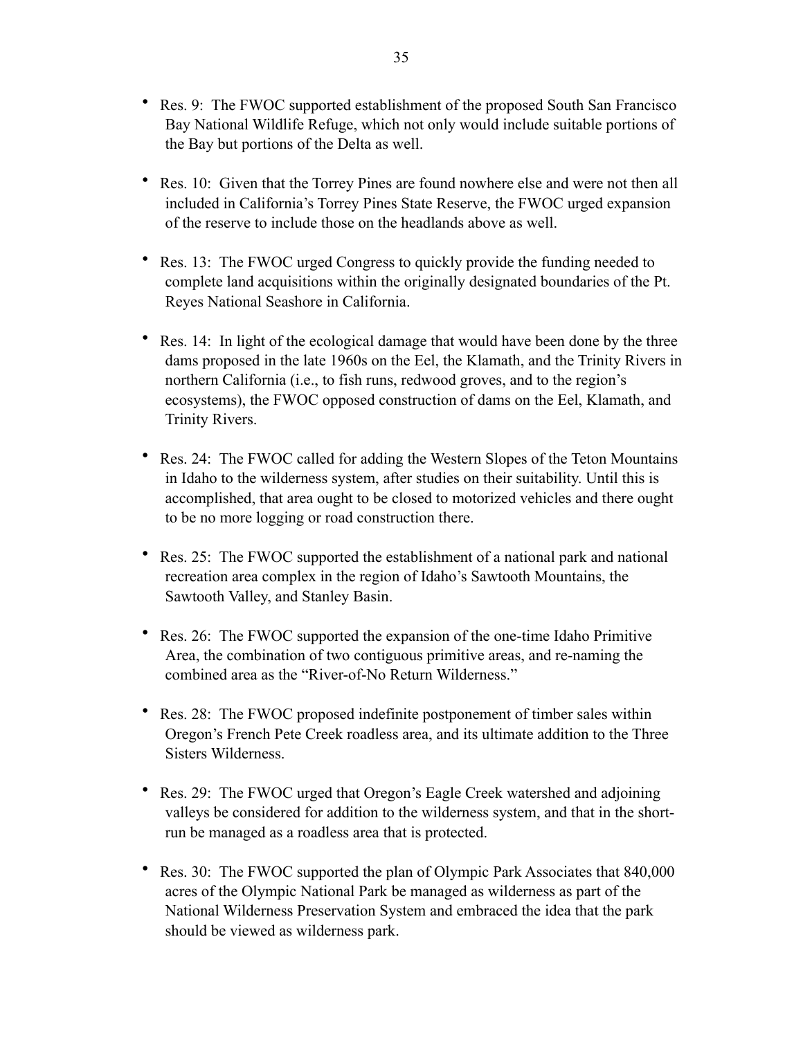- Res. 9: The FWOC supported establishment of the proposed South San Francisco Bay National Wildlife Refuge, which not only would include suitable portions of the Bay but portions of the Delta as well.

- Res. 10: Given that the Torrey Pines are found nowhere else and were not then all included in California's Torrey Pines State Reserve, the FWOC urged expansion of the reserve to include those on the headlands above as well.

- Res. 13: The FWOC urged Congress to quickly provide the funding needed to complete land acquisitions within the originally designated boundaries of the Pt. Reyes National Seashore in California.

- Res. 14: In light of the ecological damage that would have been done by the three dams proposed in the late 1960s on the Eel, the Klamath, and the Trinity Rivers in northern California (i.e., to fish runs, redwood groves, and to the region's ecosystems), the FWOC opposed construction of dams on the Eel, Klamath, and Trinity Rivers.

- Res. 24: The FWOC called for adding the Western Slopes of the Teton Mountains in Idaho to the wilderness system, after studies on their suitability. Until this is accomplished, that area ought to be closed to motorized vehicles and there ought to be no more logging or road construction there.

- Res. 25: The FWOC supported the establishment of a national park and national recreation area complex in the region of Idaho's Sawtooth Mountains, the Sawtooth Valley, and Stanley Basin.

- Res. 26: The FWOC supported the expansion of the one-time Idaho Primitive Area, the combination of two contiguous primitive areas, and re-naming the combined area as the "River-of-No Return Wilderness."

- Res. 28: The FWOC proposed indefinite postponement of timber sales within Oregon's French Pete Creek roadless area, and its ultimate addition to the Three Sisters Wilderness.

- Res. 29: The FWOC urged that Oregon's Eagle Creek watershed and adjoining valleys be considered for addition to the wilderness system, and that in the short-run be managed as a roadless area that is protected.

- Res. 30: The FWOC supported the plan of Olympic Park Associates that 840,000 acres of the Olympic National Park be managed as wilderness as part of the National Wilderness Preservation System and embraced the idea that the park should be viewed as wilderness park.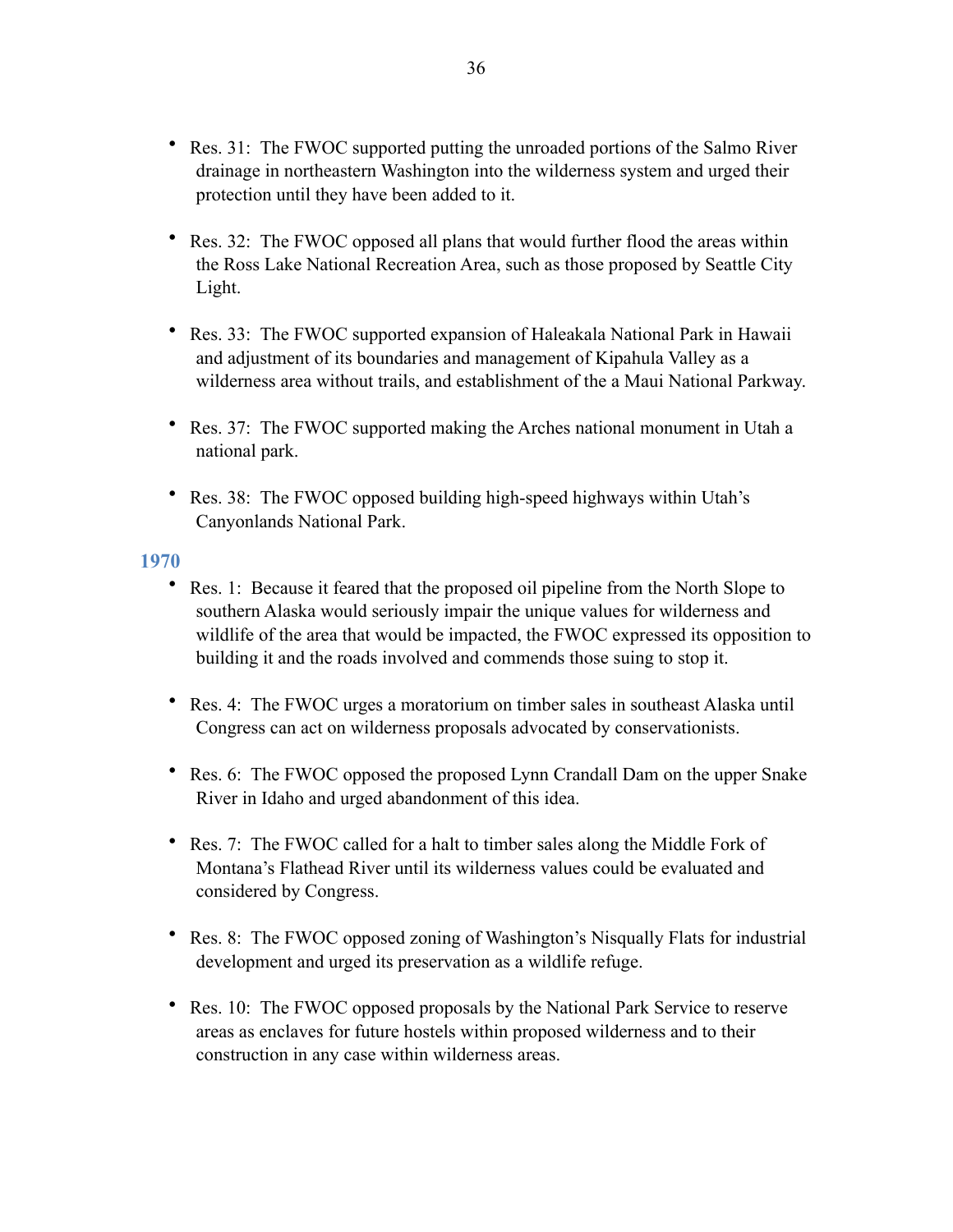- Res. 31: The FWOC supported putting the unroaded portions of the Salmo River drainage in northeastern Washington into the wilderness system and urged their protection until they have been added to it.

- Res. 32: The FWOC opposed all plans that would further flood the areas within the Ross Lake National Recreation Area, such as those proposed by Seattle City Light.

- Res. 33: The FWOC supported expansion of Haleakala National Park in Hawaii and adjustment of its boundaries and management of Kipahula Valley as a wilderness area without trails, and establishment of the a Maui National Parkway.

- Res. 37: The FWOC supported making the Arches national monument in Utah a national park.

- Res. 38: The FWOC opposed building high-speed highways within Utah's Canyonlands National Park.

### 1970

- Res. 1: Because it feared that the proposed oil pipeline from the North Slope to southern Alaska would seriously impair the unique values for wilderness and wildlife of the area that would be impacted, the FWOC expressed its opposition to building it and the roads involved and commends those suing to stop it.

- Res. 4: The FWOC urges a moratorium on timber sales in southeast Alaska until Congress can act on wilderness proposals advocated by conservationists.

- Res. 6: The FWOC opposed the proposed Lynn Crandall Dam on the upper Snake River in Idaho and urged abandonment of this idea.

- Res. 7: The FWOC called for a halt to timber sales along the Middle Fork of Montana's Flathead River until its wilderness values could be evaluated and considered by Congress.

- Res. 8: The FWOC opposed zoning of Washington's Nisqually Flats for industrial development and urged its preservation as a wildlife refuge.

- Res. 10: The FWOC opposed proposals by the National Park Service to reserve areas as enclaves for future hostels within proposed wilderness and to their construction in any case within wilderness areas.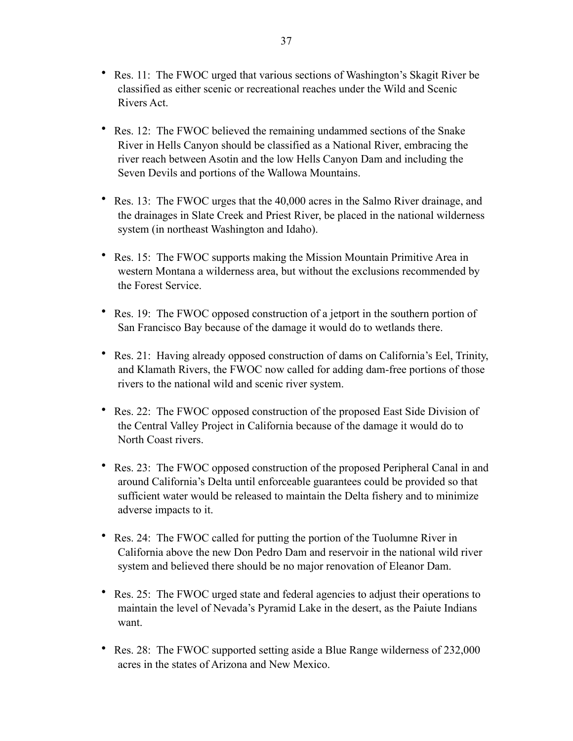- Res. 11: The FWOC urged that various sections of Washington's Skagit River be classified as either scenic or recreational reaches under the Wild and Scenic Rivers Act.

- Res. 12: The FWOC believed the remaining undammed sections of the Snake River in Hells Canyon should be classified as a National River, embracing the river reach between Asotin and the low Hells Canyon Dam and including the Seven Devils and portions of the Wallowa Mountains.

- Res. 13: The FWOC urges that the 40,000 acres in the Salmo River drainage, and the drainages in Slate Creek and Priest River, be placed in the national wilderness system (in northeast Washington and Idaho).

- Res. 15: The FWOC supports making the Mission Mountain Primitive Area in western Montana a wilderness area, but without the exclusions recommended by the Forest Service.

- Res. 19: The FWOC opposed construction of a jetport in the southern portion of San Francisco Bay because of the damage it would do to wetlands there.

- Res. 21: Having already opposed construction of dams on California's Eel, Trinity, and Klamath Rivers, the FWOC now called for adding dam-free portions of those rivers to the national wild and scenic river system.

- Res. 22: The FWOC opposed construction of the proposed East Side Division of the Central Valley Project in California because of the damage it would do to North Coast rivers.

- Res. 23: The FWOC opposed construction of the proposed Peripheral Canal in and around California's Delta until enforceable guarantees could be provided so that sufficient water would be released to maintain the Delta fishery and to minimize adverse impacts to it.

- Res. 24: The FWOC called for putting the portion of the Tuolumne River in California above the new Don Pedro Dam and reservoir in the national wild river system and believed there should be no major renovation of Eleanor Dam.

- Res. 25: The FWOC urged state and federal agencies to adjust their operations to maintain the level of Nevada's Pyramid Lake in the desert, as the Paiute Indians want.

- Res. 28: The FWOC supported setting aside a Blue Range wilderness of 232,000 acres in the states of Arizona and New Mexico.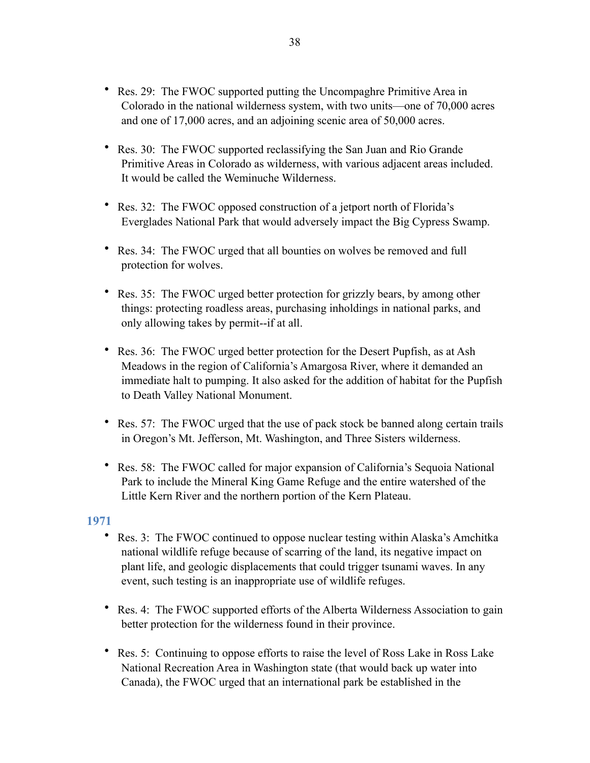- Res. 29: The FWOC supported putting the Uncompaghre Primitive Area in Colorado in the national wilderness system, with two units—one of 70,000 acres and one of 17,000 acres, and an adjoining scenic area of 50,000 acres.

- Res. 30: The FWOC supported reclassifying the San Juan and Rio Grande Primitive Areas in Colorado as wilderness, with various adjacent areas included. It would be called the Weminuche Wilderness.

- Res. 32: The FWOC opposed construction of a jetport north of Florida's Everglades National Park that would adversely impact the Big Cypress Swamp.

- Res. 34: The FWOC urged that all bounties on wolves be removed and full protection for wolves.

- Res. 35: The FWOC urged better protection for grizzly bears, by among other things: protecting roadless areas, purchasing inholdings in national parks, and only allowing takes by permit--if at all.

- Res. 36: The FWOC urged better protection for the Desert Pupfish, as at Ash Meadows in the region of California's Amargosa River, where it demanded an immediate halt to pumping. It also asked for the addition of habitat for the Pupfish to Death Valley National Monument.

- Res. 57: The FWOC urged that the use of pack stock be banned along certain trails in Oregon's Mt. Jefferson, Mt. Washington, and Three Sisters wilderness.

- Res. 58: The FWOC called for major expansion of California's Sequoia National Park to include the Mineral King Game Refuge and the entire watershed of the Little Kern River and the northern portion of the Kern Plateau.

### 1971

- Res. 3: The FWOC continued to oppose nuclear testing within Alaska's Amchitka national wildlife refuge because of scarring of the land, its negative impact on plant life, and geologic displacements that could trigger tsunami waves. In any event, such testing is an inappropriate use of wildlife refuges.

- Res. 4: The FWOC supported efforts of the Alberta Wilderness Association to gain better protection for the wilderness found in their province.

- Res. 5: Continuing to oppose efforts to raise the level of Ross Lake in Ross Lake National Recreation Area in Washington state (that would back up water into Canada), the FWOC urged that an international park be established in the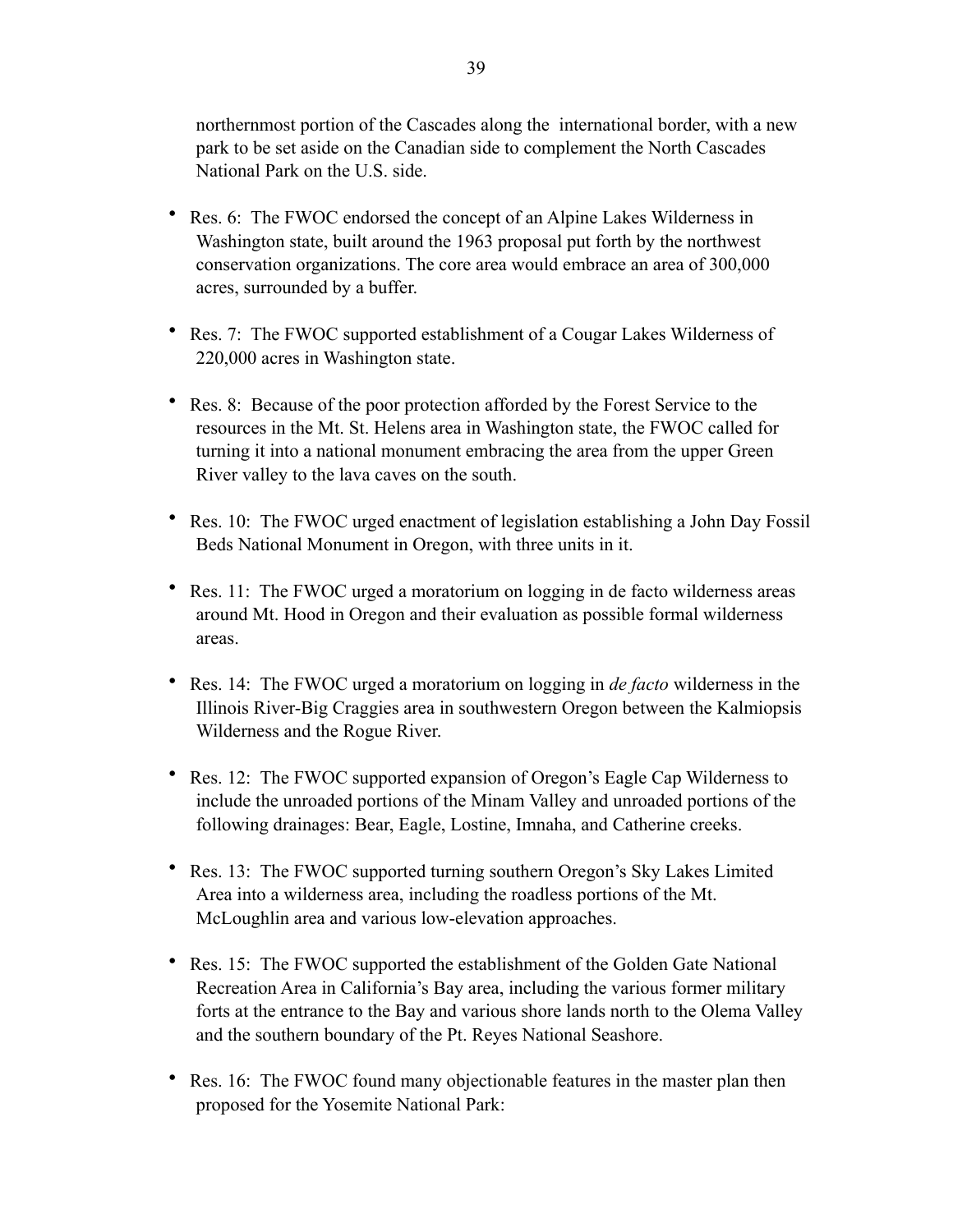northernmost portion of the Cascades along the international border, with a new park to be set aside on the Canadian side to complement the North Cascades National Park on the U.S. side.

- Res. 6: The FWOC endorsed the concept of an Alpine Lakes Wilderness in Washington state, built around the 1963 proposal put forth by the northwest conservation organizations. The core area would embrace an area of 300,000 acres, surrounded by a buffer.

- Res. 7: The FWOC supported establishment of a Cougar Lakes Wilderness of 220,000 acres in Washington state.

- Res. 8: Because of the poor protection afforded by the Forest Service to the resources in the Mt. St. Helens area in Washington state, the FWOC called for turning it into a national monument embracing the area from the upper Green River valley to the lava caves on the south.

- Res. 10: The FWOC urged enactment of legislation establishing a John Day Fossil Beds National Monument in Oregon, with three units in it.

- Res. 11: The FWOC urged a moratorium on logging in de facto wilderness areas around Mt. Hood in Oregon and their evaluation as possible formal wilderness areas.

- Res. 14: The FWOC urged a moratorium on logging in *de facto* wilderness in the Illinois River-Big Craggies area in southwestern Oregon between the Kalmiopsis Wilderness and the Rogue River.

- Res. 12: The FWOC supported expansion of Oregon's Eagle Cap Wilderness to include the unroaded portions of the Minam Valley and unroaded portions of the following drainages: Bear, Eagle, Lostine, Imnaha, and Catherine creeks.

- Res. 13: The FWOC supported turning southern Oregon's Sky Lakes Limited Area into a wilderness area, including the roadless portions of the Mt. McLoughlin area and various low-elevation approaches.

- Res. 15: The FWOC supported the establishment of the Golden Gate National Recreation Area in California's Bay area, including the various former military forts at the entrance to the Bay and various shore lands north to the Olema Valley and the southern boundary of the Pt. Reyes National Seashore.

- Res. 16: The FWOC found many objectionable features in the master plan then proposed for the Yosemite National Park: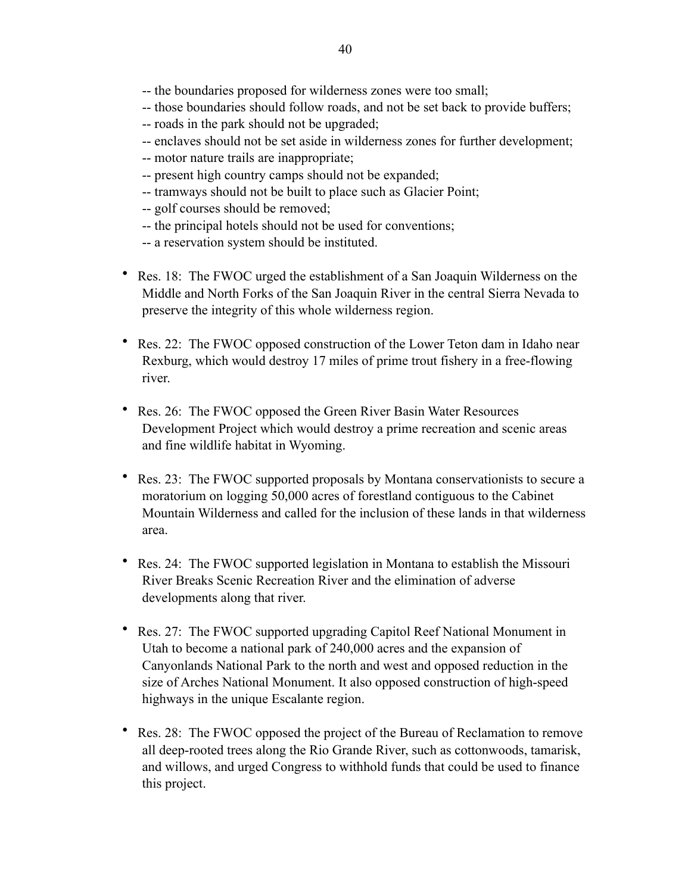-- the boundaries proposed for wilderness zones were too small;
-- those boundaries should follow roads, and not be set back to provide buffers;
-- roads in the park should not be upgraded;
-- enclaves should not be set aside in wilderness zones for further development;
-- motor nature trails are inappropriate;
-- present high country camps should not be expanded;
-- tramways should not be built to place such as Glacier Point;
-- golf courses should be removed;
-- the principal hotels should not be used for conventions;
-- a reservation system should be instituted.

- Res. 18: The FWOC urged the establishment of a San Joaquin Wilderness on the Middle and North Forks of the San Joaquin River in the central Sierra Nevada to preserve the integrity of this whole wilderness region.

- Res. 22: The FWOC opposed construction of the Lower Teton dam in Idaho near Rexburg, which would destroy 17 miles of prime trout fishery in a free-flowing river.

- Res. 26: The FWOC opposed the Green River Basin Water Resources Development Project which would destroy a prime recreation and scenic areas and fine wildlife habitat in Wyoming.

- Res. 23: The FWOC supported proposals by Montana conservationists to secure a moratorium on logging 50,000 acres of forestland contiguous to the Cabinet Mountain Wilderness and called for the inclusion of these lands in that wilderness area.

- Res. 24: The FWOC supported legislation in Montana to establish the Missouri River Breaks Scenic Recreation River and the elimination of adverse developments along that river.

- Res. 27: The FWOC supported upgrading Capitol Reef National Monument in Utah to become a national park of 240,000 acres and the expansion of Canyonlands National Park to the north and west and opposed reduction in the size of Arches National Monument. It also opposed construction of high-speed highways in the unique Escalante region.

- Res. 28: The FWOC opposed the project of the Bureau of Reclamation to remove all deep-rooted trees along the Rio Grande River, such as cottonwoods, tamarisk, and willows, and urged Congress to withhold funds that could be used to finance this project.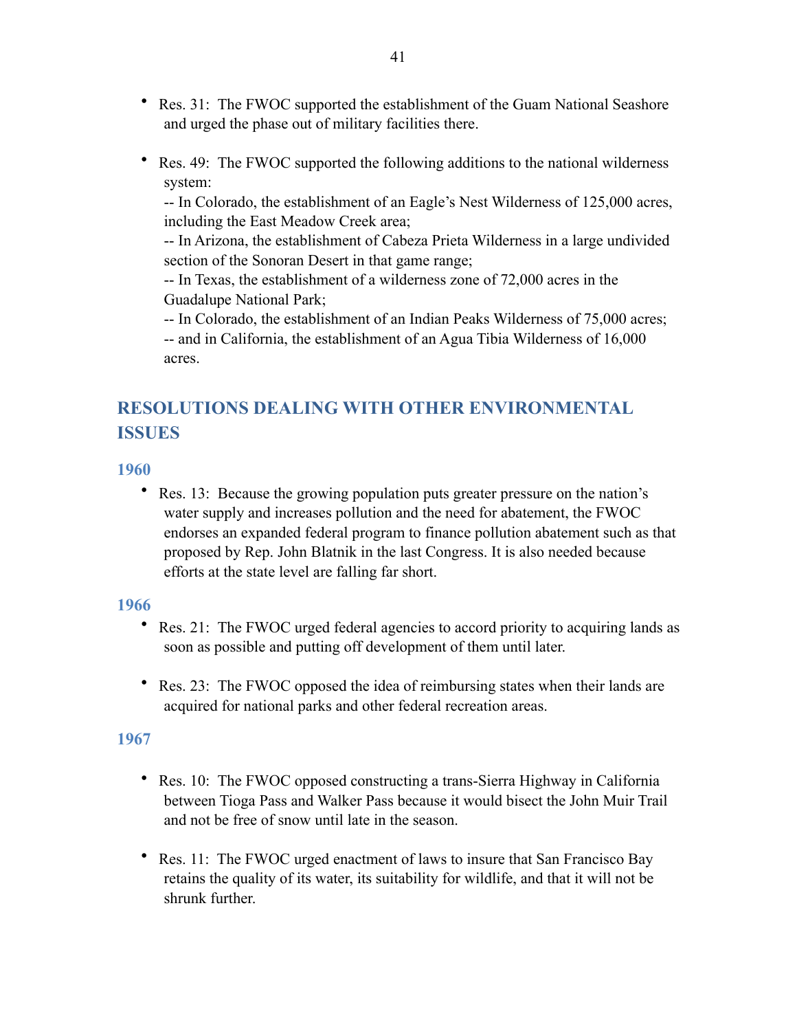- Res. 31: The FWOC supported the establishment of the Guam National Seashore and urged the phase out of military facilities there.

- Res. 49: The FWOC supported the following additions to the national wilderness system:
  -- In Colorado, the establishment of an Eagle's Nest Wilderness of 125,000 acres, including the East Meadow Creek area;
  -- In Arizona, the establishment of Cabeza Prieta Wilderness in a large undivided section of the Sonoran Desert in that game range;
  -- In Texas, the establishment of a wilderness zone of 72,000 acres in the Guadalupe National Park;
  -- In Colorado, the establishment of an Indian Peaks Wilderness of 75,000 acres;
  -- and in California, the establishment of an Agua Tibia Wilderness of 16,000 acres.

## RESOLUTIONS DEALING WITH OTHER ENVIRONMENTAL ISSUES

### 1960

- Res. 13: Because the growing population puts greater pressure on the nation's water supply and increases pollution and the need for abatement, the FWOC endorses an expanded federal program to finance pollution abatement such as that proposed by Rep. John Blatnik in the last Congress. It is also needed because efforts at the state level are falling far short.

### 1966

- Res. 21: The FWOC urged federal agencies to accord priority to acquiring lands as soon as possible and putting off development of them until later.

- Res. 23: The FWOC opposed the idea of reimbursing states when their lands are acquired for national parks and other federal recreation areas.

### 1967

- Res. 10: The FWOC opposed constructing a trans-Sierra Highway in California between Tioga Pass and Walker Pass because it would bisect the John Muir Trail and not be free of snow until late in the season.

- Res. 11: The FWOC urged enactment of laws to insure that San Francisco Bay retains the quality of its water, its suitability for wildlife, and that it will not be shrunk further.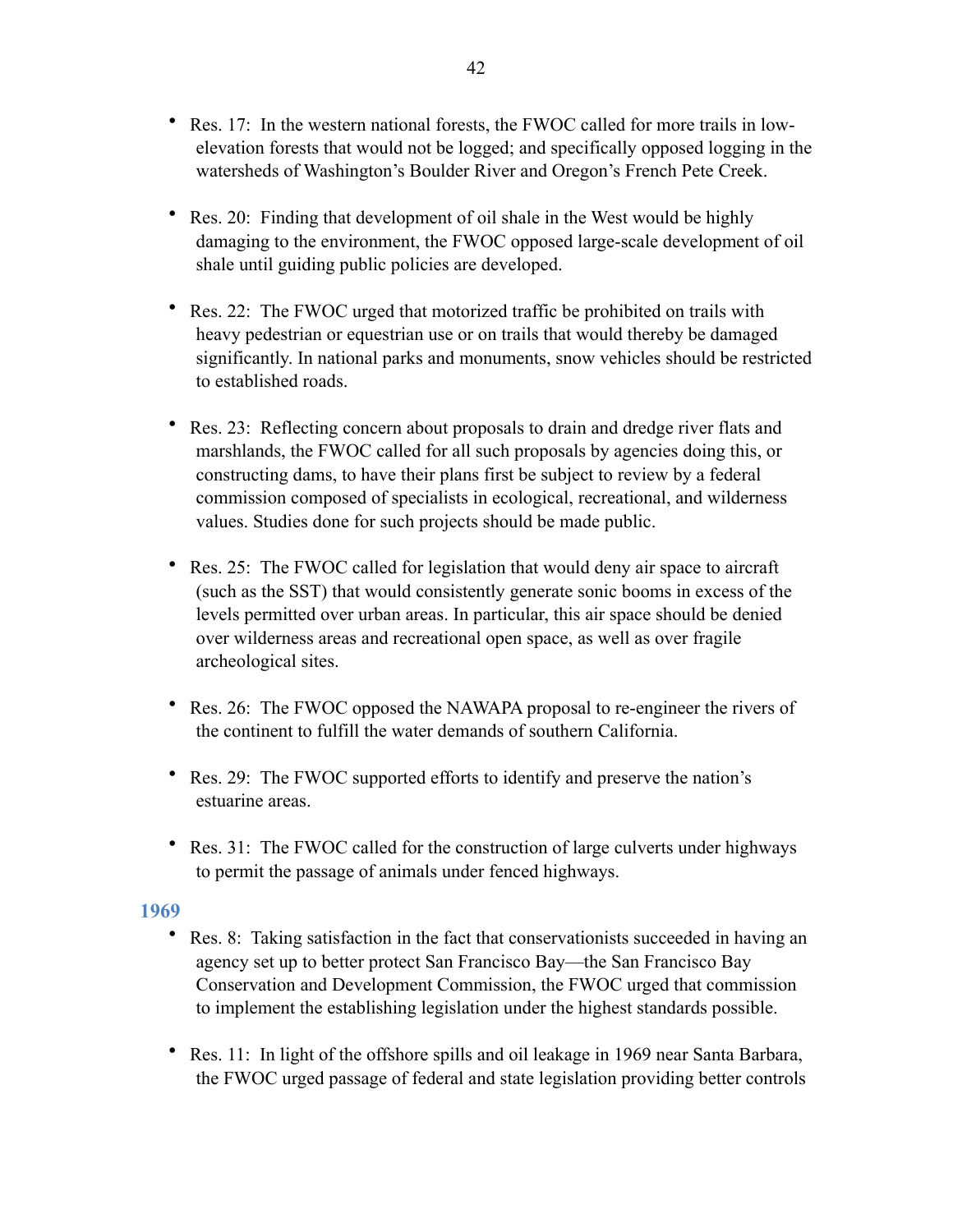- Res. 17: In the western national forests, the FWOC called for more trails in low-elevation forests that would not be logged; and specifically opposed logging in the watersheds of Washington's Boulder River and Oregon's French Pete Creek.

- Res. 20: Finding that development of oil shale in the West would be highly damaging to the environment, the FWOC opposed large-scale development of oil shale until guiding public policies are developed.

- Res. 22: The FWOC urged that motorized traffic be prohibited on trails with heavy pedestrian or equestrian use or on trails that would thereby be damaged significantly. In national parks and monuments, snow vehicles should be restricted to established roads.

- Res. 23: Reflecting concern about proposals to drain and dredge river flats and marshlands, the FWOC called for all such proposals by agencies doing this, or constructing dams, to have their plans first be subject to review by a federal commission composed of specialists in ecological, recreational, and wilderness values. Studies done for such projects should be made public.

- Res. 25: The FWOC called for legislation that would deny air space to aircraft (such as the SST) that would consistently generate sonic booms in excess of the levels permitted over urban areas. In particular, this air space should be denied over wilderness areas and recreational open space, as well as over fragile archeological sites.

- Res. 26: The FWOC opposed the NAWAPA proposal to re-engineer the rivers of the continent to fulfill the water demands of southern California.

- Res. 29: The FWOC supported efforts to identify and preserve the nation's estuarine areas.

- Res. 31: The FWOC called for the construction of large culverts under highways to permit the passage of animals under fenced highways.

### 1969

- Res. 8: Taking satisfaction in the fact that conservationists succeeded in having an agency set up to better protect San Francisco Bay—the San Francisco Bay Conservation and Development Commission, the FWOC urged that commission to implement the establishing legislation under the highest standards possible.

- Res. 11: In light of the offshore spills and oil leakage in 1969 near Santa Barbara, the FWOC urged passage of federal and state legislation providing better controls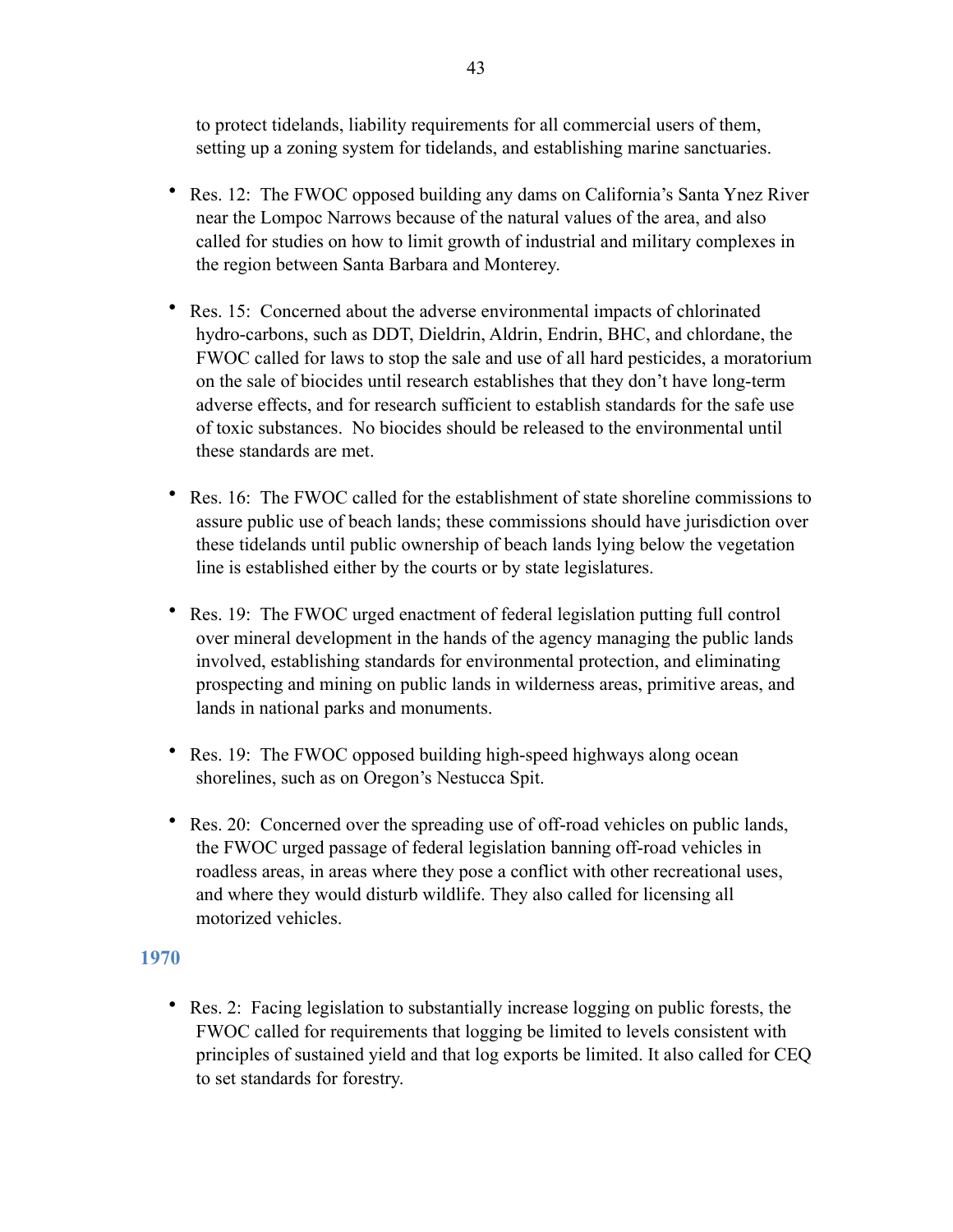to protect tidelands, liability requirements for all commercial users of them, setting up a zoning system for tidelands, and establishing marine sanctuaries.

- Res. 12: The FWOC opposed building any dams on California's Santa Ynez River near the Lompoc Narrows because of the natural values of the area, and also called for studies on how to limit growth of industrial and military complexes in the region between Santa Barbara and Monterey.

- Res. 15: Concerned about the adverse environmental impacts of chlorinated hydro-carbons, such as DDT, Dieldrin, Aldrin, Endrin, BHC, and chlordane, the FWOC called for laws to stop the sale and use of all hard pesticides, a moratorium on the sale of biocides until research establishes that they don't have long-term adverse effects, and for research sufficient to establish standards for the safe use of toxic substances. No biocides should be released to the environmental until these standards are met.

- Res. 16: The FWOC called for the establishment of state shoreline commissions to assure public use of beach lands; these commissions should have jurisdiction over these tidelands until public ownership of beach lands lying below the vegetation line is established either by the courts or by state legislatures.

- Res. 19: The FWOC urged enactment of federal legislation putting full control over mineral development in the hands of the agency managing the public lands involved, establishing standards for environmental protection, and eliminating prospecting and mining on public lands in wilderness areas, primitive areas, and lands in national parks and monuments.

- Res. 19: The FWOC opposed building high-speed highways along ocean shorelines, such as on Oregon's Nestucca Spit.

- Res. 20: Concerned over the spreading use of off-road vehicles on public lands, the FWOC urged passage of federal legislation banning off-road vehicles in roadless areas, in areas where they pose a conflict with other recreational uses, and where they would disturb wildlife. They also called for licensing all motorized vehicles.

### 1970

- Res. 2: Facing legislation to substantially increase logging on public forests, the FWOC called for requirements that logging be limited to levels consistent with principles of sustained yield and that log exports be limited. It also called for CEQ to set standards for forestry.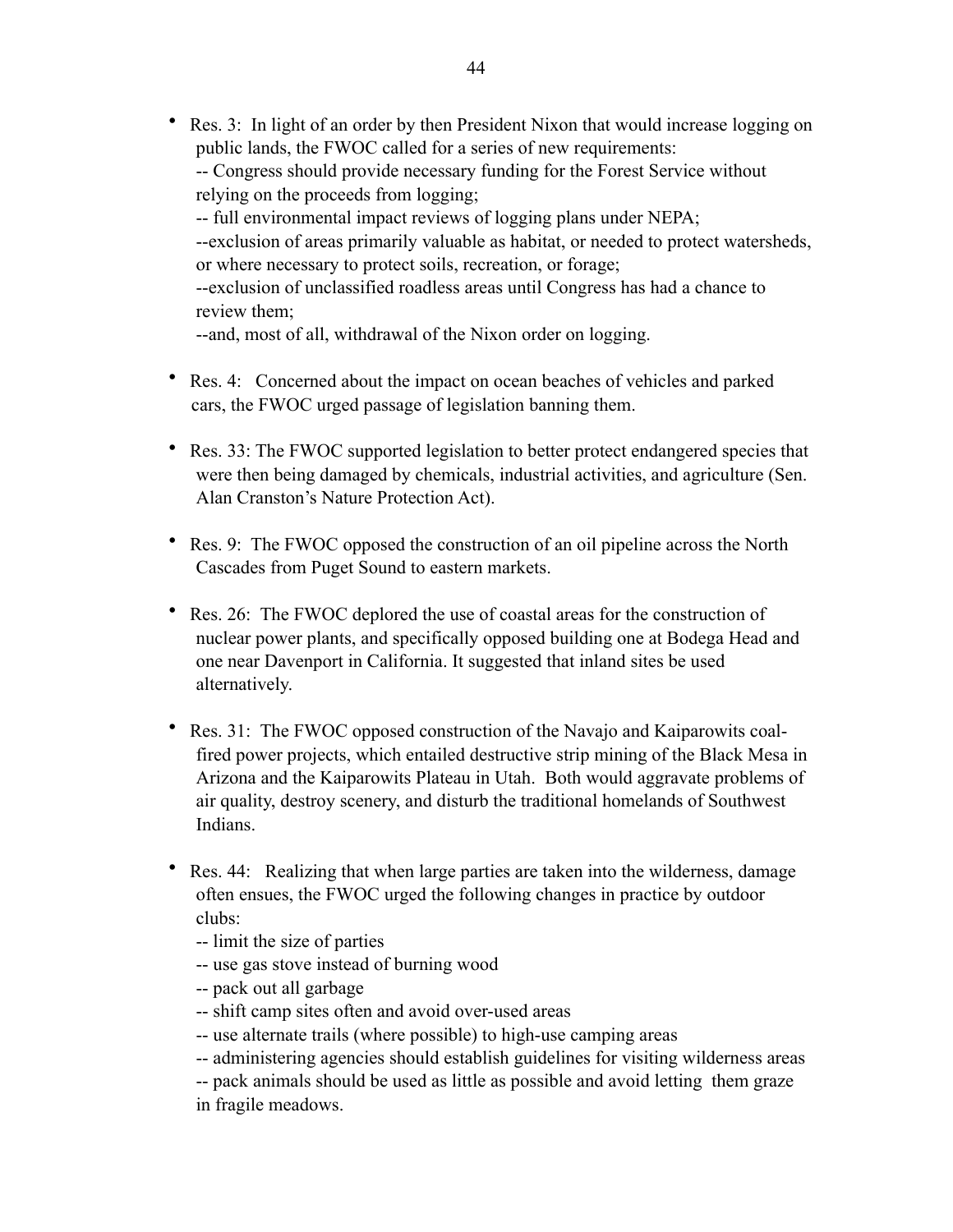- Res. 3: In light of an order by then President Nixon that would increase logging on public lands, the FWOC called for a series of new requirements:
  -- Congress should provide necessary funding for the Forest Service without relying on the proceeds from logging;
  -- full environmental impact reviews of logging plans under NEPA;
  --exclusion of areas primarily valuable as habitat, or needed to protect watersheds, or where necessary to protect soils, recreation, or forage;
  --exclusion of unclassified roadless areas until Congress has had a chance to review them;
  --and, most of all, withdrawal of the Nixon order on logging.

- Res. 4: Concerned about the impact on ocean beaches of vehicles and parked cars, the FWOC urged passage of legislation banning them.

- Res. 33: The FWOC supported legislation to better protect endangered species that were then being damaged by chemicals, industrial activities, and agriculture (Sen. Alan Cranston's Nature Protection Act).

- Res. 9: The FWOC opposed the construction of an oil pipeline across the North Cascades from Puget Sound to eastern markets.

- Res. 26: The FWOC deplored the use of coastal areas for the construction of nuclear power plants, and specifically opposed building one at Bodega Head and one near Davenport in California. It suggested that inland sites be used alternatively.

- Res. 31: The FWOC opposed construction of the Navajo and Kaiparowits coal-fired power projects, which entailed destructive strip mining of the Black Mesa in Arizona and the Kaiparowits Plateau in Utah. Both would aggravate problems of air quality, destroy scenery, and disturb the traditional homelands of Southwest Indians.

- Res. 44: Realizing that when large parties are taken into the wilderness, damage often ensues, the FWOC urged the following changes in practice by outdoor clubs:
  -- limit the size of parties
  -- use gas stove instead of burning wood
  -- pack out all garbage
  -- shift camp sites often and avoid over-used areas
  -- use alternate trails (where possible) to high-use camping areas
  -- administering agencies should establish guidelines for visiting wilderness areas
  -- pack animals should be used as little as possible and avoid letting them graze in fragile meadows.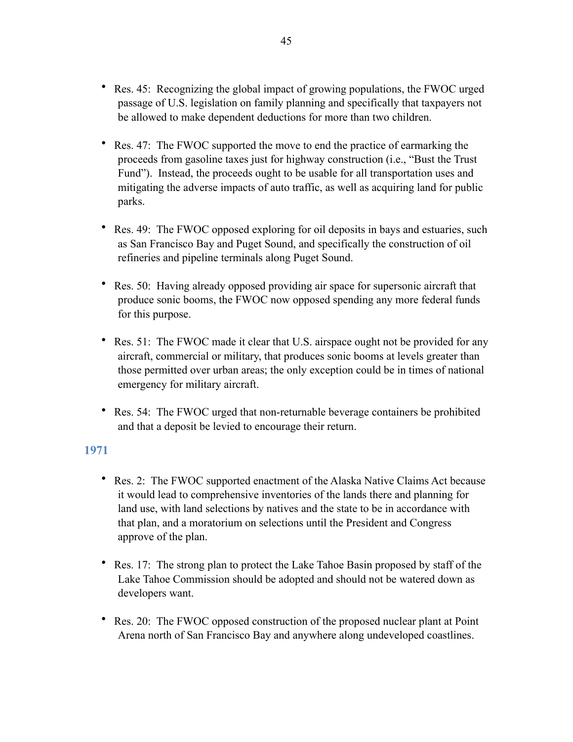- Res. 45: Recognizing the global impact of growing populations, the FWOC urged passage of U.S. legislation on family planning and specifically that taxpayers not be allowed to make dependent deductions for more than two children.

- Res. 47: The FWOC supported the move to end the practice of earmarking the proceeds from gasoline taxes just for highway construction (i.e., "Bust the Trust Fund"). Instead, the proceeds ought to be usable for all transportation uses and mitigating the adverse impacts of auto traffic, as well as acquiring land for public parks.

- Res. 49: The FWOC opposed exploring for oil deposits in bays and estuaries, such as San Francisco Bay and Puget Sound, and specifically the construction of oil refineries and pipeline terminals along Puget Sound.

- Res. 50: Having already opposed providing air space for supersonic aircraft that produce sonic booms, the FWOC now opposed spending any more federal funds for this purpose.

- Res. 51: The FWOC made it clear that U.S. airspace ought not be provided for any aircraft, commercial or military, that produces sonic booms at levels greater than those permitted over urban areas; the only exception could be in times of national emergency for military aircraft.

- Res. 54: The FWOC urged that non-returnable beverage containers be prohibited and that a deposit be levied to encourage their return.

### 1971

- Res. 2: The FWOC supported enactment of the Alaska Native Claims Act because it would lead to comprehensive inventories of the lands there and planning for land use, with land selections by natives and the state to be in accordance with that plan, and a moratorium on selections until the President and Congress approve of the plan.

- Res. 17: The strong plan to protect the Lake Tahoe Basin proposed by staff of the Lake Tahoe Commission should be adopted and should not be watered down as developers want.

- Res. 20: The FWOC opposed construction of the proposed nuclear plant at Point Arena north of San Francisco Bay and anywhere along undeveloped coastlines.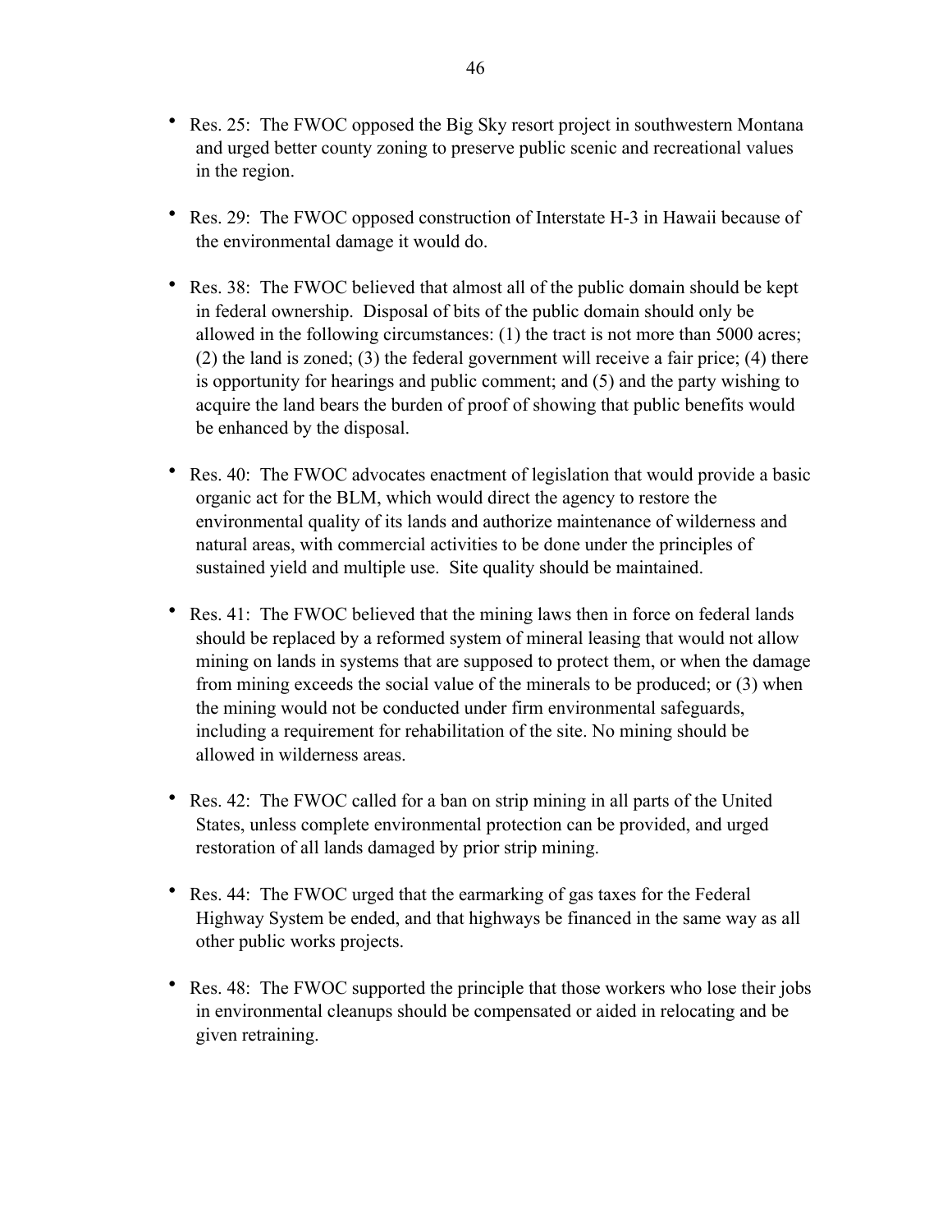- Res. 25: The FWOC opposed the Big Sky resort project in southwestern Montana and urged better county zoning to preserve public scenic and recreational values in the region.

- Res. 29: The FWOC opposed construction of Interstate H-3 in Hawaii because of the environmental damage it would do.

- Res. 38: The FWOC believed that almost all of the public domain should be kept in federal ownership. Disposal of bits of the public domain should only be allowed in the following circumstances: (1) the tract is not more than 5000 acres; (2) the land is zoned; (3) the federal government will receive a fair price; (4) there is opportunity for hearings and public comment; and (5) and the party wishing to acquire the land bears the burden of proof of showing that public benefits would be enhanced by the disposal.

- Res. 40: The FWOC advocates enactment of legislation that would provide a basic organic act for the BLM, which would direct the agency to restore the environmental quality of its lands and authorize maintenance of wilderness and natural areas, with commercial activities to be done under the principles of sustained yield and multiple use. Site quality should be maintained.

- Res. 41: The FWOC believed that the mining laws then in force on federal lands should be replaced by a reformed system of mineral leasing that would not allow mining on lands in systems that are supposed to protect them, or when the damage from mining exceeds the social value of the minerals to be produced; or (3) when the mining would not be conducted under firm environmental safeguards, including a requirement for rehabilitation of the site. No mining should be allowed in wilderness areas.

- Res. 42: The FWOC called for a ban on strip mining in all parts of the United States, unless complete environmental protection can be provided, and urged restoration of all lands damaged by prior strip mining.

- Res. 44: The FWOC urged that the earmarking of gas taxes for the Federal Highway System be ended, and that highways be financed in the same way as all other public works projects.

- Res. 48: The FWOC supported the principle that those workers who lose their jobs in environmental cleanups should be compensated or aided in relocating and be given retraining.